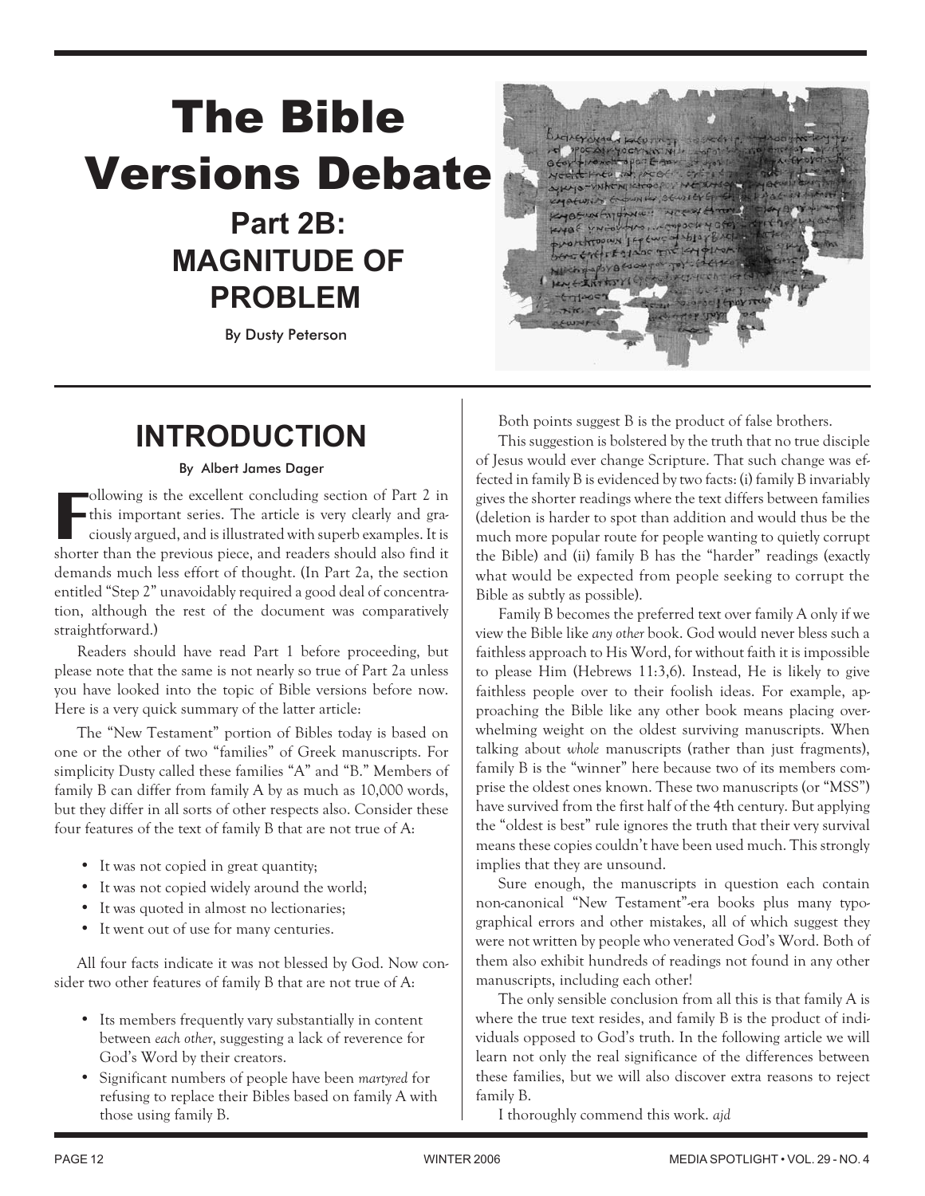# The Bible Versions Debate

## Part 2B: MAGNITUDE OF PROBLEM

By Dusty Peterson

## INTRODUCTION

By Albert James Dager

Following is the excellent concluding section of Part 2 in this important series. The article is very clearly and graciously argued, and is illustrated with superb examples. It is shorter than the previous piece, and readers should also find it demands much less effort of thought. (In Part 2a, the section entitled "Step 2" unavoidably required a good deal of concentration, although the rest of the document was comparatively straightforward.)

Readers should have read Part 1 before proceeding, but please note that the same is not nearly so true of Part 2a unless you have looked into the topic of Bible versions before now. Here is a very quick summary of the latter article:

The "New Testament" portion of Bibles today is based on one or the other of two "families" of Greek manuscripts. For simplicity Dusty called these families "A" and "B." Members of family B can differ from family A by as much as 10,000 words, but they differ in all sorts of other respects also. Consider these four features of the text of family B that are not true of A:

- It was not copied in great quantity;
- It was not copied widely around the world;
- It was quoted in almost no lectionaries;
- It went out of use for many centuries.

All four facts indicate it was not blessed by God. Now consider two other features of family B that are not true of A:

- Its members frequently vary substantially in content between *each other*, suggesting a lack of reverence for God's Word by their creators.
- Significant numbers of people have been *martyred* for refusing to replace their Bibles based on family A with those using family B.

Both points suggest B is the product of false brothers.

This suggestion is bolstered by the truth that no true disciple of Jesus would ever change Scripture. That such change was effected in family B is evidenced by two facts: (i) family B invariably gives the shorter readings where the text differs between families (deletion is harder to spot than addition and would thus be the much more popular route for people wanting to quietly corrupt the Bible) and (ii) family B has the "harder" readings (exactly what would be expected from people seeking to corrupt the Bible as subtly as possible).

Family B becomes the preferred text over family A only if we view the Bible like *any other* book. God would never bless such a faithless approach to His Word, for without faith it is impossible to please Him (Hebrews 11:3,6). Instead, He is likely to give faithless people over to their foolish ideas. For example, approaching the Bible like any other book means placing overwhelming weight on the oldest surviving manuscripts. When talking about *whole* manuscripts (rather than just fragments), family B is the "winner" here because two of its members comprise the oldest ones known. These two manuscripts (or "MSS") have survived from the first half of the 4th century. But applying the "oldest is best" rule ignores the truth that their very survival means these copies couldn't have been used much. This strongly implies that they are unsound.

Sure enough, the manuscripts in question each contain non-canonical "New Testament"-era books plus many typographical errors and other mistakes, all of which suggest they were not written by people who venerated God's Word. Both of them also exhibit hundreds of readings not found in any other manuscripts, including each other!

The only sensible conclusion from all this is that family A is where the true text resides, and family B is the product of individuals opposed to God's truth. In the following article we will learn not only the real significance of the differences between these families, but we will also discover extra reasons to reject family B.

I thoroughly commend this work. *ajd*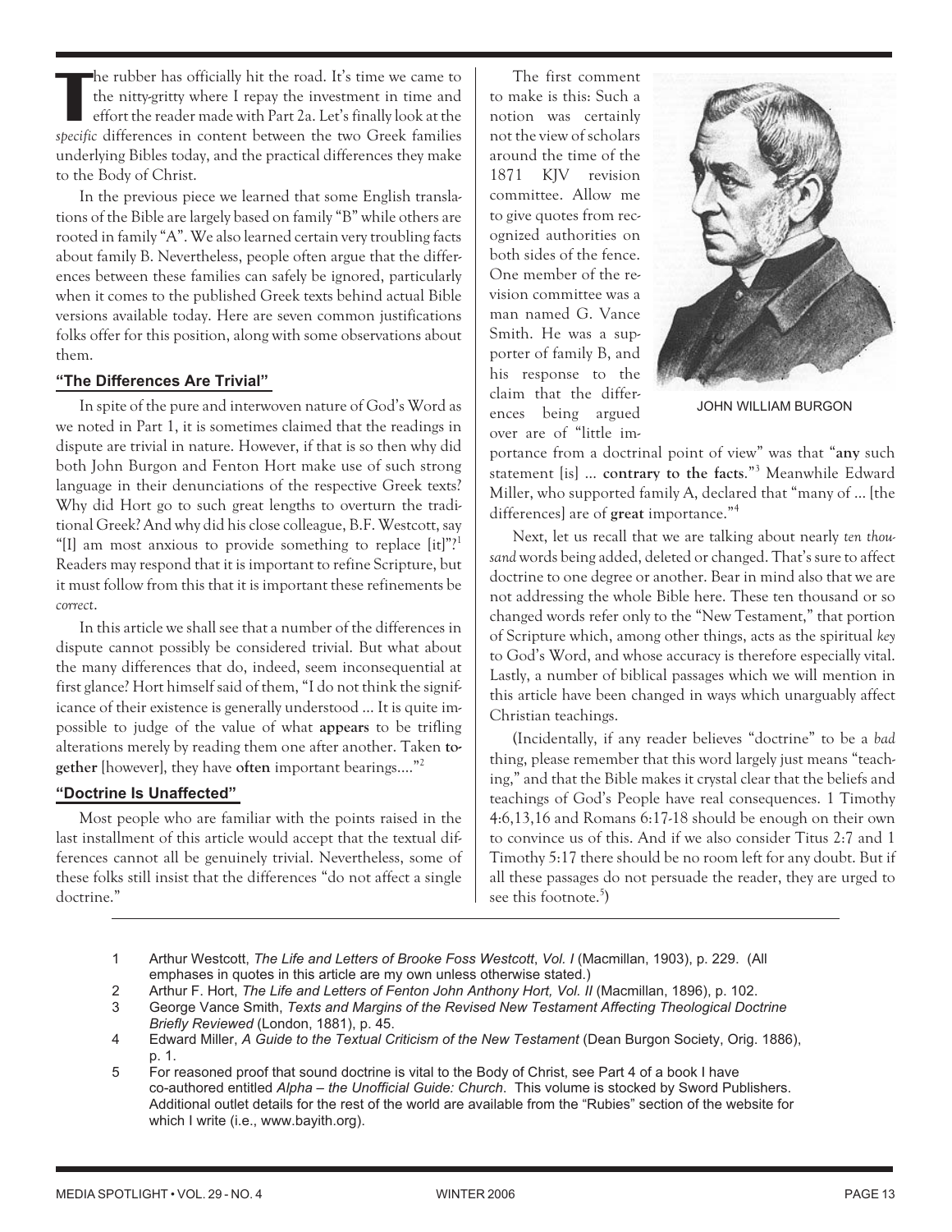The rubber has officially hit the road. It's time we came to the nitty-gritty where I repay the investment in time and effort the reader made with Part 2a. Let's finally look at the *specific* differences in content between the two Greek families underlying Bibles today, and the practical differences they make to the Body of Christ.

In the previous piece we learned that some English translations of the Bible are largely based on family "B" while others are rooted in family "A". We also learned certain very troubling facts about family B. Nevertheless, people often argue that the differences between these families can safely be ignored, particularly when it comes to the published Greek texts behind actual Bible versions available today. Here are seven common justifications folks offer for this position, along with some observations about them.

### "The Differences Are Trivial"

In spite of the pure and interwoven nature of God's Word as we noted in Part 1, it is sometimes claimed that the readings in dispute are trivial in nature. However, if that is so then why did both John Burgon and Fenton Hort make use of such strong language in their denunciations of the respective Greek texts? Why did Hort go to such great lengths to overturn the traditional Greek? And why did his close colleague, B.F. Westcott, say "[I] am most anxious to provide something to replace [it]"?[1] Readers may respond that it is important to refine Scripture, but it must follow from this that it is important these refinements be *correct*.

In this article we shall see that a number of the differences in dispute cannot possibly be considered trivial. But what about the many differences that do, indeed, seem inconsequential at first glance? Hort himself said of them, "I do not think the significance of their existence is generally understood ... It is quite impossible to judge of the value of what **appears** to be trifling alterations merely by reading them one after another. Taken **together** [however], they have **often** important bearings...."[2]

### "Doctrine Is Unaffected"

Most people who are familiar with the points raised in the last installment of this article would accept that the textual differences cannot all be genuinely trivial. Nevertheless, some of these folks still insist that the differences "do not affect a single doctrine."

The first comment to make is this: Such a notion was certainly not the view of scholars around the time of the 1871 KJV revision committee. Allow me to give quotes from recognized authorities on both sides of the fence. One member of the revision committee was a man named G. Vance Smith. He was a supporter of family B, and his response to the claim that the differences being argued over are of "little importance from a doctrinal point of view" was that "**any** such statement [is] ... **contrary to the facts**."[3] Meanwhile Edward Miller, who supported family A, declared that "many of ... [the differences] are of **great** importance."[4]

JOHN WILLIAM BURGON

Next, let us recall that we are talking about nearly *ten thousand* words being added, deleted or changed. That's sure to affect doctrine to one degree or another. Bear in mind also that we are not addressing the whole Bible here. These ten thousand or so changed words refer only to the "New Testament," that portion of Scripture which, among other things, acts as the spiritual *key* to God's Word, and whose accuracy is therefore especially vital. Lastly, a number of biblical passages which we will mention in this article have been changed in ways which unarguably affect Christian teachings.

(Incidentally, if any reader believes "doctrine" to be a *bad* thing, please remember that this word largely just means "teaching," and that the Bible makes it crystal clear that the beliefs and teachings of God's People have real consequences. 1 Timothy 4:6,13,16 and Romans 6:17-18 should be enough on their own to convince us of this. And if we also consider Titus 2:7 and 1 Timothy 5:17 there should be no room left for any doubt. But if all these passages do not persuade the reader, they are urged to see this footnote.[5])

---

1 Arthur Westcott, *The Life and Letters of Brooke Foss Westcott, Vol. I* (Macmillan, 1903), p. 229. (All emphases in quotes in this article are my own unless otherwise stated.)

2 Arthur F. Hort, *The Life and Letters of Fenton John Anthony Hort, Vol. II* (Macmillan, 1896), p. 102.

3 George Vance Smith, *Texts and Margins of the Revised New Testament Affecting Theological Doctrine Briefly Reviewed* (London, 1881), p. 45.

4 Edward Miller, *A Guide to the Textual Criticism of the New Testament* (Dean Burgon Society, Orig. 1886), p. 1.

5 For reasoned proof that sound doctrine is vital to the Body of Christ, see Part 4 of a book I have co-authored entitled *Alpha – the Unofficial Guide: Church*. This volume is stocked by Sword Publishers. Additional outlet details for the rest of the world are available from the "Rubies" section of the website for which I write (i.e., www.bayith.org).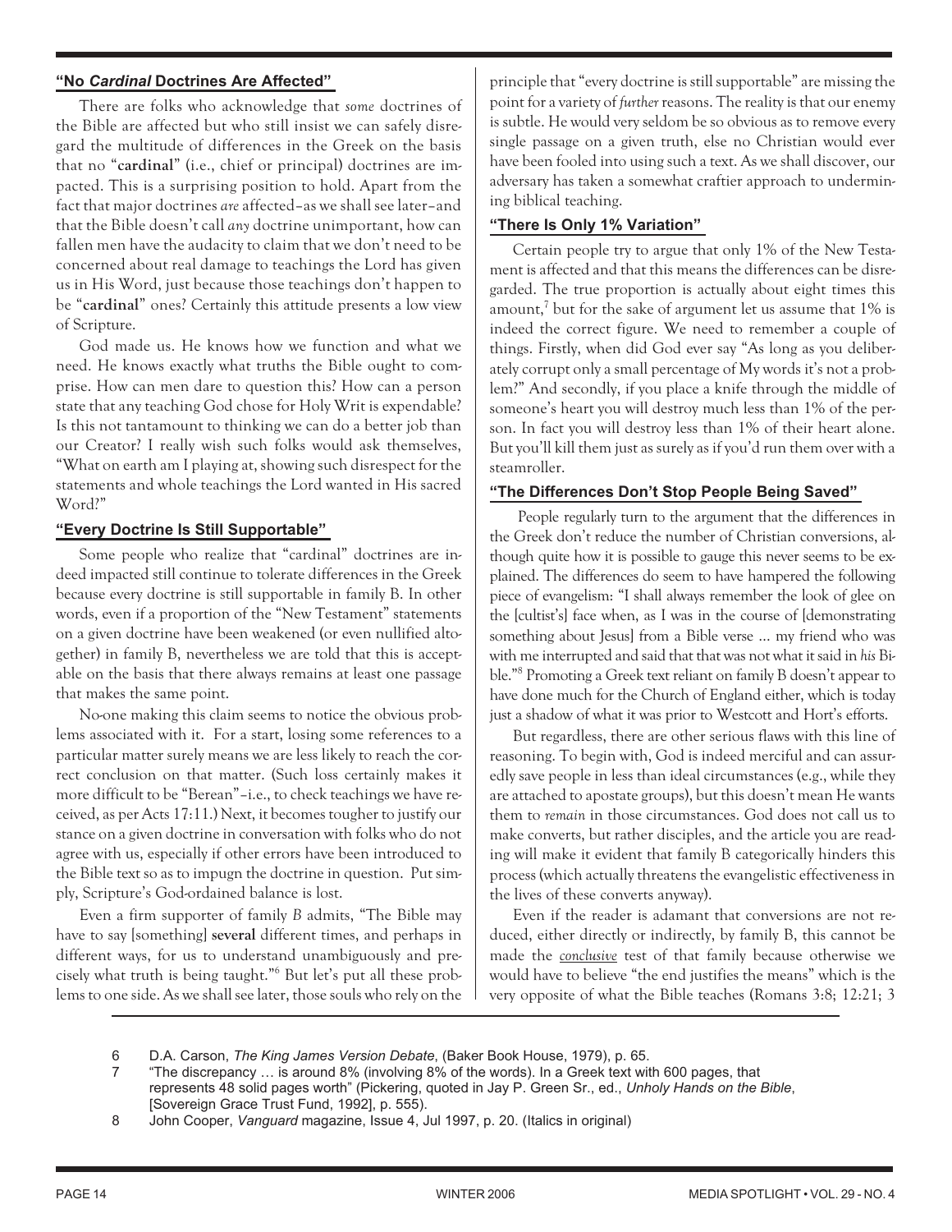### "No *Cardinal* Doctrines Are Affected"

There are folks who acknowledge that *some* doctrines of the Bible are affected but who still insist we can safely disregard the multitude of differences in the Greek on the basis that no "**cardinal**" (i.e., chief or principal) doctrines are impacted. This is a surprising position to hold. Apart from the fact that major doctrines *are* affected–as we shall see later–and that the Bible doesn't call *any* doctrine unimportant, how can fallen men have the audacity to claim that we don't need to be concerned about real damage to teachings the Lord has given us in His Word, just because those teachings don't happen to be "**cardinal**" ones? Certainly this attitude presents a low view of Scripture.

God made us. He knows how we function and what we need. He knows exactly what truths the Bible ought to comprise. How can men dare to question this? How can a person state that any teaching God chose for Holy Writ is expendable? Is this not tantamount to thinking we can do a better job than our Creator? I really wish such folks would ask themselves, "What on earth am I playing at, showing such disrespect for the statements and whole teachings the Lord wanted in His sacred Word?"

### "Every Doctrine Is Still Supportable"

Some people who realize that "cardinal" doctrines are indeed impacted still continue to tolerate differences in the Greek because every doctrine is still supportable in family B. In other words, even if a proportion of the "New Testament" statements on a given doctrine have been weakened (or even nullified altogether) in family B, nevertheless we are told that this is acceptable on the basis that there always remains at least one passage that makes the same point.

No-one making this claim seems to notice the obvious problems associated with it. For a start, losing some references to a particular matter surely means we are less likely to reach the correct conclusion on that matter. (Such loss certainly makes it more difficult to be "Berean"–i.e., to check teachings we have received, as per Acts 17:11.) Next, it becomes tougher to justify our stance on a given doctrine in conversation with folks who do not agree with us, especially if other errors have been introduced to the Bible text so as to impugn the doctrine in question. Put simply, Scripture's God-ordained balance is lost.

Even a firm supporter of family *B* admits, "The Bible may have to say [something] **several** different times, and perhaps in different ways, for us to understand unambiguously and precisely what truth is being taught."[6] But let's put all these problems to one side. As we shall see later, those souls who rely on the principle that "every doctrine is still supportable" are missing the point for a variety of *further* reasons. The reality is that our enemy is subtle. He would very seldom be so obvious as to remove every single passage on a given truth, else no Christian would ever have been fooled into using such a text. As we shall discover, our adversary has taken a somewhat craftier approach to undermining biblical teaching.

### "There Is Only 1% Variation"

Certain people try to argue that only 1% of the New Testament is affected and that this means the differences can be disregarded. The true proportion is actually about eight times this amount,[7] but for the sake of argument let us assume that 1% is indeed the correct figure. We need to remember a couple of things. Firstly, when did God ever say "As long as you deliberately corrupt only a small percentage of My words it's not a problem?" And secondly, if you place a knife through the middle of someone's heart you will destroy much less than 1% of the person. In fact you will destroy less than 1% of their heart alone. But you'll kill them just as surely as if you'd run them over with a steamroller.

### "The Differences Don't Stop People Being Saved"

People regularly turn to the argument that the differences in the Greek don't reduce the number of Christian conversions, although quite how it is possible to gauge this never seems to be explained. The differences do seem to have hampered the following piece of evangelism: "I shall always remember the look of glee on the [cultist's] face when, as I was in the course of [demonstrating something about Jesus] from a Bible verse ... my friend who was with me interrupted and said that that was not what it said in *his* Bible."[8] Promoting a Greek text reliant on family B doesn't appear to have done much for the Church of England either, which is today just a shadow of what it was prior to Westcott and Hort's efforts.

But regardless, there are other serious flaws with this line of reasoning. To begin with, God is indeed merciful and can assuredly save people in less than ideal circumstances (e.g., while they are attached to apostate groups), but this doesn't mean He wants them to *remain* in those circumstances. God does not call us to make converts, but rather disciples, and the article you are reading will make it evident that family B categorically hinders this process (which actually threatens the evangelistic effectiveness in the lives of these converts anyway).

Even if the reader is adamant that conversions are not reduced, either directly or indirectly, by family B, this cannot be made the ***conclusive*** test of that family because otherwise we would have to believe "the end justifies the means" which is the very opposite of what the Bible teaches (Romans 3:8; 12:21; 3

---

6 D.A. Carson, *The King James Version Debate*, (Baker Book House, 1979), p. 65.

7 "The discrepancy … is around 8% (involving 8% of the words). In a Greek text with 600 pages, that represents 48 solid pages worth" (Pickering, quoted in Jay P. Green Sr., ed., *Unholy Hands on the Bible*, [Sovereign Grace Trust Fund, 1992], p. 555).

8 John Cooper, *Vanguard* magazine, Issue 4, Jul 1997, p. 20. (Italics in original)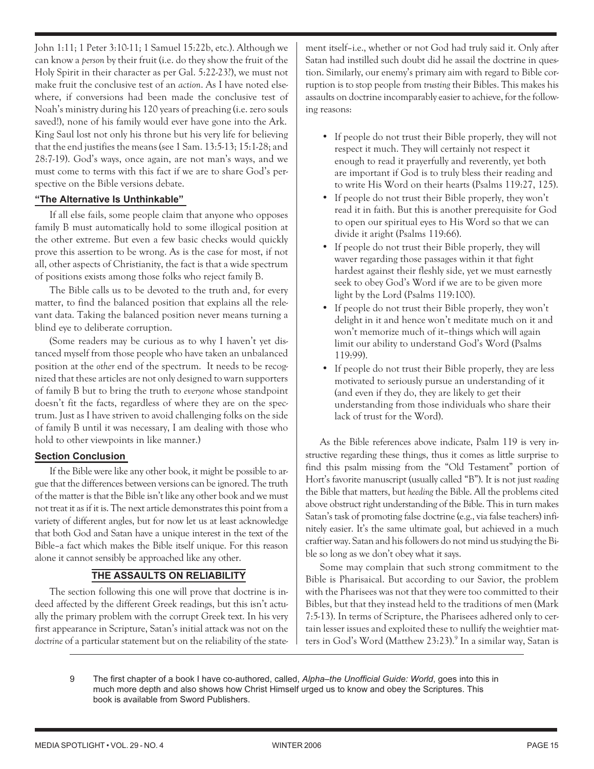John 1:11; 1 Peter 3:10-11; 1 Samuel 15:22b, etc.). Although we can know a *person* by their fruit (i.e. do they show the fruit of the Holy Spirit in their character as per Gal. 5:22-23?), we must not make fruit the conclusive test of an *action*. As I have noted elsewhere, if conversions had been made the conclusive test of Noah's ministry during his 120 years of preaching (i.e. zero souls saved!), none of his family would ever have gone into the Ark. King Saul lost not only his throne but his very life for believing that the end justifies the means (see 1 Sam. 13:5-13; 15:1-28; and 28:7-19). God's ways, once again, are not man's ways, and we must come to terms with this fact if we are to share God's perspective on the Bible versions debate.

### "The Alternative Is Unthinkable"

If all else fails, some people claim that anyone who opposes family B must automatically hold to some illogical position at the other extreme. But even a few basic checks would quickly prove this assertion to be wrong. As is the case for most, if not all, other aspects of Christianity, the fact is that a wide spectrum of positions exists among those folks who reject family B.

The Bible calls us to be devoted to the truth and, for every matter, to find the balanced position that explains all the relevant data. Taking the balanced position never means turning a blind eye to deliberate corruption.

(Some readers may be curious as to why I haven't yet distanced myself from those people who have taken an unbalanced position at the *other* end of the spectrum. It needs to be recognized that these articles are not only designed to warn supporters of family B but to bring the truth to *everyone* whose standpoint doesn't fit the facts, regardless of where they are on the spectrum. Just as I have striven to avoid challenging folks on the side of family B until it was necessary, I am dealing with those who hold to other viewpoints in like manner.)

### Section Conclusion

If the Bible were like any other book, it might be possible to argue that the differences between versions can be ignored. The truth of the matter is that the Bible isn't like any other book and we must not treat it as if it is. The next article demonstrates this point from a variety of different angles, but for now let us at least acknowledge that both God and Satan have a unique interest in the text of the Bible–a fact which makes the Bible itself unique. For this reason alone it cannot sensibly be approached like any other.

## THE ASSAULTS ON RELIABILITY

The section following this one will prove that doctrine is indeed affected by the different Greek readings, but this isn't actually the primary problem with the corrupt Greek text. In his very first appearance in Scripture, Satan's initial attack was not on the *doctrine* of a particular statement but on the reliability of the statement itself–i.e., whether or not God had truly said it. Only after Satan had instilled such doubt did he assail the doctrine in question. Similarly, our enemy's primary aim with regard to Bible corruption is to stop people from *trusting* their Bibles. This makes his assaults on doctrine incomparably easier to achieve, for the following reasons:

- If people do not trust their Bible properly, they will not respect it much. They will certainly not respect it enough to read it prayerfully and reverently, yet both are important if God is to truly bless their reading and to write His Word on their hearts (Psalms 119:27, 125).
- If people do not trust their Bible properly, they won't read it in faith. But this is another prerequisite for God to open our spiritual eyes to His Word so that we can divide it aright (Psalms 119:66).
- If people do not trust their Bible properly, they will waver regarding those passages within it that fight hardest against their fleshly side, yet we must earnestly seek to obey God's Word if we are to be given more light by the Lord (Psalms 119:100).
- If people do not trust their Bible properly, they won't delight in it and hence won't meditate much on it and won't memorize much of it–things which will again limit our ability to understand God's Word (Psalms 119:99).
- If people do not trust their Bible properly, they are less motivated to seriously pursue an understanding of it (and even if they do, they are likely to get their understanding from those individuals who share their lack of trust for the Word).

As the Bible references above indicate, Psalm 119 is very instructive regarding these things, thus it comes as little surprise to find this psalm missing from the "Old Testament" portion of Hort's favorite manuscript (usually called "B"). It is not just *reading* the Bible that matters, but *heeding* the Bible. All the problems cited above obstruct right understanding of the Bible. This in turn makes Satan's task of promoting false doctrine (e.g., via false teachers) infinitely easier. It's the same ultimate goal, but achieved in a much craftier way. Satan and his followers do not mind us studying the Bible so long as we don't obey what it says.

Some may complain that such strong commitment to the Bible is Pharisaical. But according to our Savior, the problem with the Pharisees was not that they were too committed to their Bibles, but that they instead held to the traditions of men (Mark 7:5-13). In terms of Scripture, the Pharisees adhered only to certain lesser issues and exploited these to nullify the weightier matters in God's Word (Matthew 23:23).[9] In a similar way, Satan is

---

9 The first chapter of a book I have co-authored, called, *Alpha–the Unofficial Guide: World*, goes into this in much more depth and also shows how Christ Himself urged us to know and obey the Scriptures. This book is available from Sword Publishers.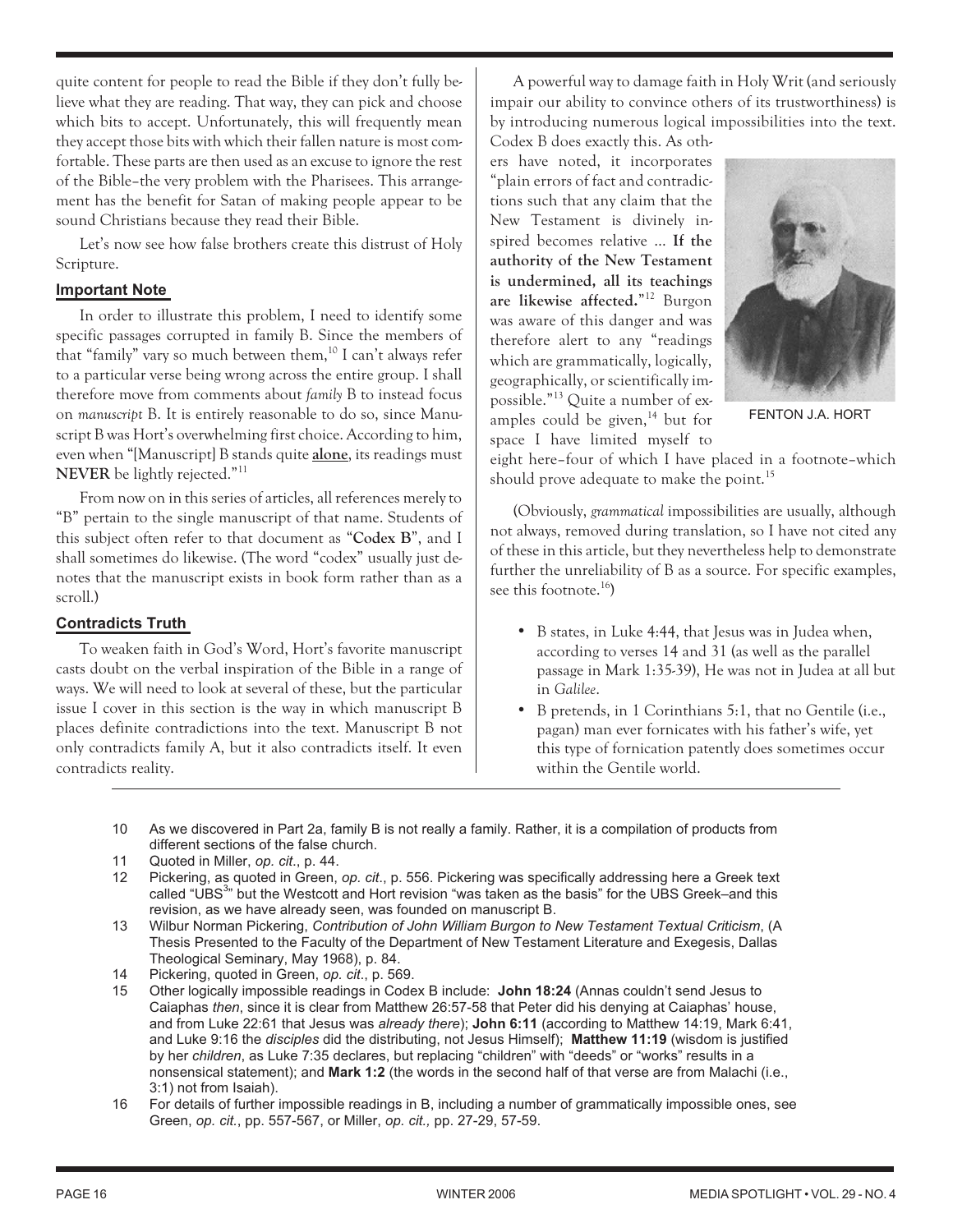quite content for people to read the Bible if they don't fully believe what they are reading. That way, they can pick and choose which bits to accept. Unfortunately, this will frequently mean they accept those bits with which their fallen nature is most comfortable. These parts are then used as an excuse to ignore the rest of the Bible–the very problem with the Pharisees. This arrangement has the benefit for Satan of making people appear to be sound Christians because they read their Bible.

Let's now see how false brothers create this distrust of Holy Scripture.

### Important Note

In order to illustrate this problem, I need to identify some specific passages corrupted in family B. Since the members of that "family" vary so much between them,[10] I can't always refer to a particular verse being wrong across the entire group. I shall therefore move from comments about *family* B to instead focus on *manuscript* B. It is entirely reasonable to do so, since Manuscript B was Hort's overwhelming first choice. According to him, even when "[Manuscript] B stands quite **alone**, its readings must **NEVER** be lightly rejected."[11]

From now on in this series of articles, all references merely to "B" pertain to the single manuscript of that name. Students of this subject often refer to that document as "**Codex B**", and I shall sometimes do likewise. (The word "codex" usually just denotes that the manuscript exists in book form rather than as a scroll.)

### Contradicts Truth

To weaken faith in God's Word, Hort's favorite manuscript casts doubt on the verbal inspiration of the Bible in a range of ways. We will need to look at several of these, but the particular issue I cover in this section is the way in which manuscript B places definite contradictions into the text. Manuscript B not only contradicts family A, but it also contradicts itself. It even contradicts reality.

A powerful way to damage faith in Holy Writ (and seriously impair our ability to convince others of its trustworthiness) is by introducing numerous logical impossibilities into the text. Codex B does exactly this. As others have noted, it incorporates "plain errors of fact and contradictions such that any claim that the New Testament is divinely inspired becomes relative ... **If the authority of the New Testament is undermined, all its teachings are likewise affected.**"[12] Burgon was aware of this danger and was therefore alert to any "readings which are grammatically, logically, geographically, or scientifically impossible."[13] Quite a number of examples could be given,[14] but for space I have limited myself to eight here–four of which I have placed in a footnote–which should prove adequate to make the point.[15]

FENTON J.A. HORT

(Obviously, *grammatical* impossibilities are usually, although not always, removed during translation, so I have not cited any of these in this article, but they nevertheless help to demonstrate further the unreliability of B as a source. For specific examples, see this footnote.[16])

- B states, in Luke 4:44, that Jesus was in Judea when, according to verses 14 and 31 (as well as the parallel passage in Mark 1:35-39), He was not in Judea at all but in *Galilee*.
- B pretends, in 1 Corinthians 5:1, that no Gentile (i.e., pagan) man ever fornicates with his father's wife, yet this type of fornication patently does sometimes occur within the Gentile world.

---

10 As we discovered in Part 2a, family B is not really a family. Rather, it is a compilation of products from different sections of the false church.

11 Quoted in Miller, *op. cit.*, p. 44.

12 Pickering, as quoted in Green, *op. cit.*, p. 556. Pickering was specifically addressing here a Greek text called "UBS³" but the Westcott and Hort revision "was taken as the basis" for the UBS Greek–and this revision, as we have already seen, was founded on manuscript B.

13 Wilbur Norman Pickering, *Contribution of John William Burgon to New Testament Textual Criticism*, (A Thesis Presented to the Faculty of the Department of New Testament Literature and Exegesis, Dallas Theological Seminary, May 1968), p. 84.

14 Pickering, quoted in Green, *op. cit.*, p. 569.

15 Other logically impossible readings in Codex B include: **John 18:24** (Annas couldn't send Jesus to Caiaphas *then*, since it is clear from Matthew 26:57-58 that Peter did his denying at Caiaphas' house, and from Luke 22:61 that Jesus was *already there*); **John 6:11** (according to Matthew 14:19, Mark 6:41, and Luke 9:16 the *disciples* did the distributing, not Jesus Himself); **Matthew 11:19** (wisdom is justified by her *children*, as Luke 7:35 declares, but replacing "children" with "deeds" or "works" results in a nonsensical statement); and **Mark 1:2** (the words in the second half of that verse are from Malachi (i.e., 3:1) not from Isaiah).

16 For details of further impossible readings in B, including a number of grammatically impossible ones, see Green, *op. cit.*, pp. 557-567, or Miller, *op. cit.,* pp. 27-29, 57-59.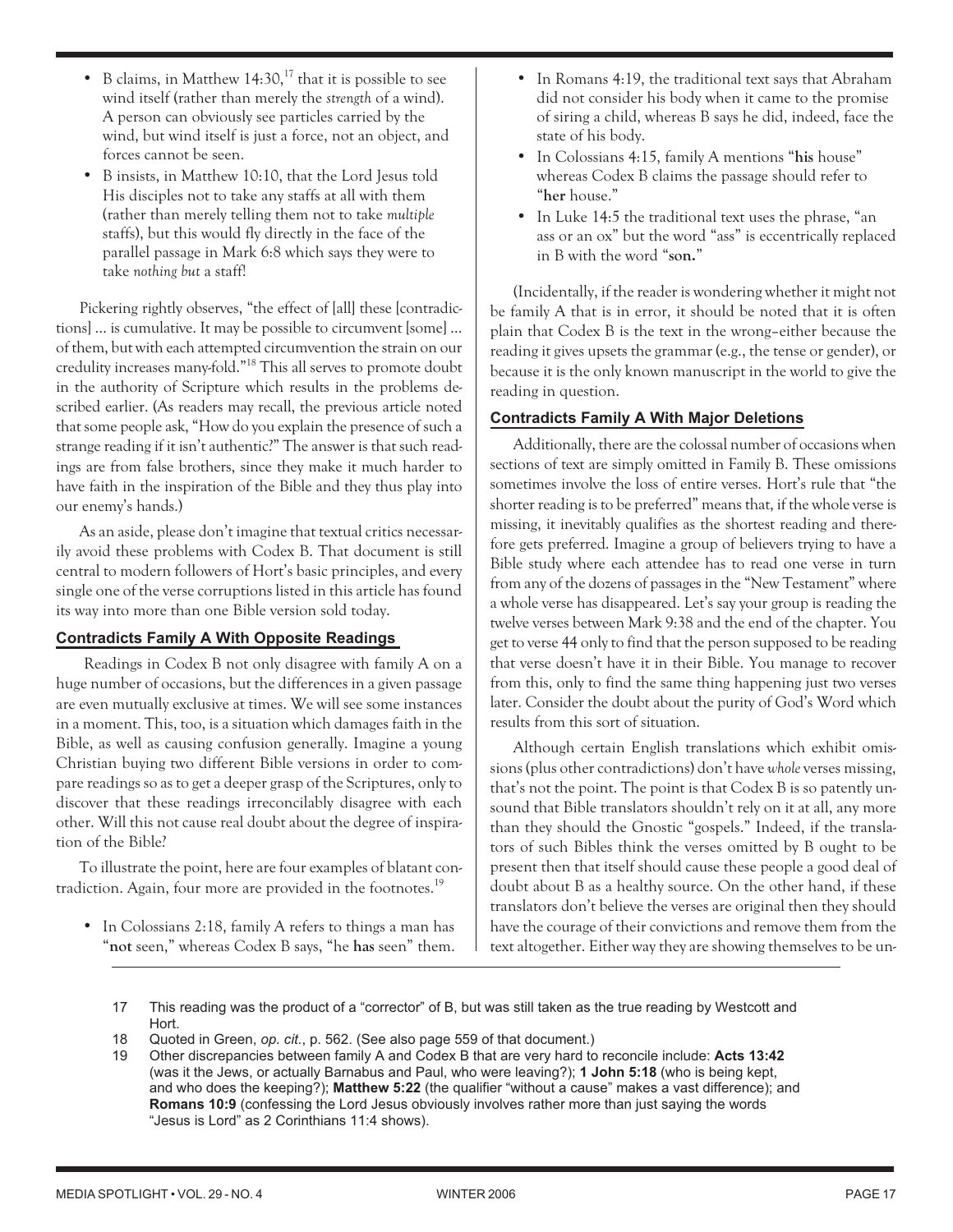- B claims, in Matthew 14:30,[17] that it is possible to see wind itself (rather than merely the *strength* of a wind). A person can obviously see particles carried by the wind, but wind itself is just a force, not an object, and forces cannot be seen.
- B insists, in Matthew 10:10, that the Lord Jesus told His disciples not to take any staffs at all with them (rather than merely telling them not to take *multiple* staffs), but this would fly directly in the face of the parallel passage in Mark 6:8 which says they were to take *nothing but* a staff!

Pickering rightly observes, "the effect of [all] these [contradictions] ... is cumulative. It may be possible to circumvent [some] ... of them, but with each attempted circumvention the strain on our credulity increases many-fold."[18] This all serves to promote doubt in the authority of Scripture which results in the problems described earlier. (As readers may recall, the previous article noted that some people ask, "How do you explain the presence of such a strange reading if it isn't authentic?" The answer is that such readings are from false brothers, since they make it much harder to have faith in the inspiration of the Bible and they thus play into our enemy's hands.)

As an aside, please don't imagine that textual critics necessarily avoid these problems with Codex B. That document is still central to modern followers of Hort's basic principles, and every single one of the verse corruptions listed in this article has found its way into more than one Bible version sold today.

## Contradicts Family A With Opposite Readings

Readings in Codex B not only disagree with family A on a huge number of occasions, but the differences in a given passage are even mutually exclusive at times. We will see some instances in a moment. This, too, is a situation which damages faith in the Bible, as well as causing confusion generally. Imagine a young Christian buying two different Bible versions in order to compare readings so as to get a deeper grasp of the Scriptures, only to discover that these readings irreconcilably disagree with each other. Will this not cause real doubt about the degree of inspiration of the Bible?

To illustrate the point, here are four examples of blatant contradiction. Again, four more are provided in the footnotes.[19]

- In Colossians 2:18, family A refers to things a man has "**not** seen," whereas Codex B says, "he **has** seen" them.
- In Romans 4:19, the traditional text says that Abraham did not consider his body when it came to the promise of siring a child, whereas B says he did, indeed, face the state of his body.
- In Colossians 4:15, family A mentions "**his** house" whereas Codex B claims the passage should refer to "**her** house."
- In Luke 14:5 the traditional text uses the phrase, "an ass or an ox" but the word "ass" is eccentrically replaced in B with the word "**son.**"

(Incidentally, if the reader is wondering whether it might not be family A that is in error, it should be noted that it is often plain that Codex B is the text in the wrong–either because the reading it gives upsets the grammar (e.g., the tense or gender), or because it is the only known manuscript in the world to give the reading in question.

## Contradicts Family A With Major Deletions

Additionally, there are the colossal number of occasions when sections of text are simply omitted in Family B. These omissions sometimes involve the loss of entire verses. Hort's rule that "the shorter reading is to be preferred" means that, if the whole verse is missing, it inevitably qualifies as the shortest reading and therefore gets preferred. Imagine a group of believers trying to have a Bible study where each attendee has to read one verse in turn from any of the dozens of passages in the "New Testament" where a whole verse has disappeared. Let's say your group is reading the twelve verses between Mark 9:38 and the end of the chapter. You get to verse 44 only to find that the person supposed to be reading that verse doesn't have it in their Bible. You manage to recover from this, only to find the same thing happening just two verses later. Consider the doubt about the purity of God's Word which results from this sort of situation.

Although certain English translations which exhibit omissions (plus other contradictions) don't have *whole* verses missing, that's not the point. The point is that Codex B is so patently unsound that Bible translators shouldn't rely on it at all, any more than they should the Gnostic "gospels." Indeed, if the translators of such Bibles think the verses omitted by B ought to be present then that itself should cause these people a good deal of doubt about B as a healthy source. On the other hand, if these translators don't believe the verses are original then they should have the courage of their convictions and remove them from the text altogether. Either way they are showing themselves to be un-

---

17 This reading was the product of a "corrector" of B, but was still taken as the true reading by Westcott and Hort.

18 Quoted in Green, *op. cit.*, p. 562. (See also page 559 of that document.)

19 Other discrepancies between family A and Codex B that are very hard to reconcile include: **Acts 13:42** (was it the Jews, or actually Barnabus and Paul, who were leaving?); **1 John 5:18** (who is being kept, and who does the keeping?); **Matthew 5:22** (the qualifier "without a cause" makes a vast difference); and **Romans 10:9** (confessing the Lord Jesus obviously involves rather more than just saying the words "Jesus is Lord" as 2 Corinthians 11:4 shows).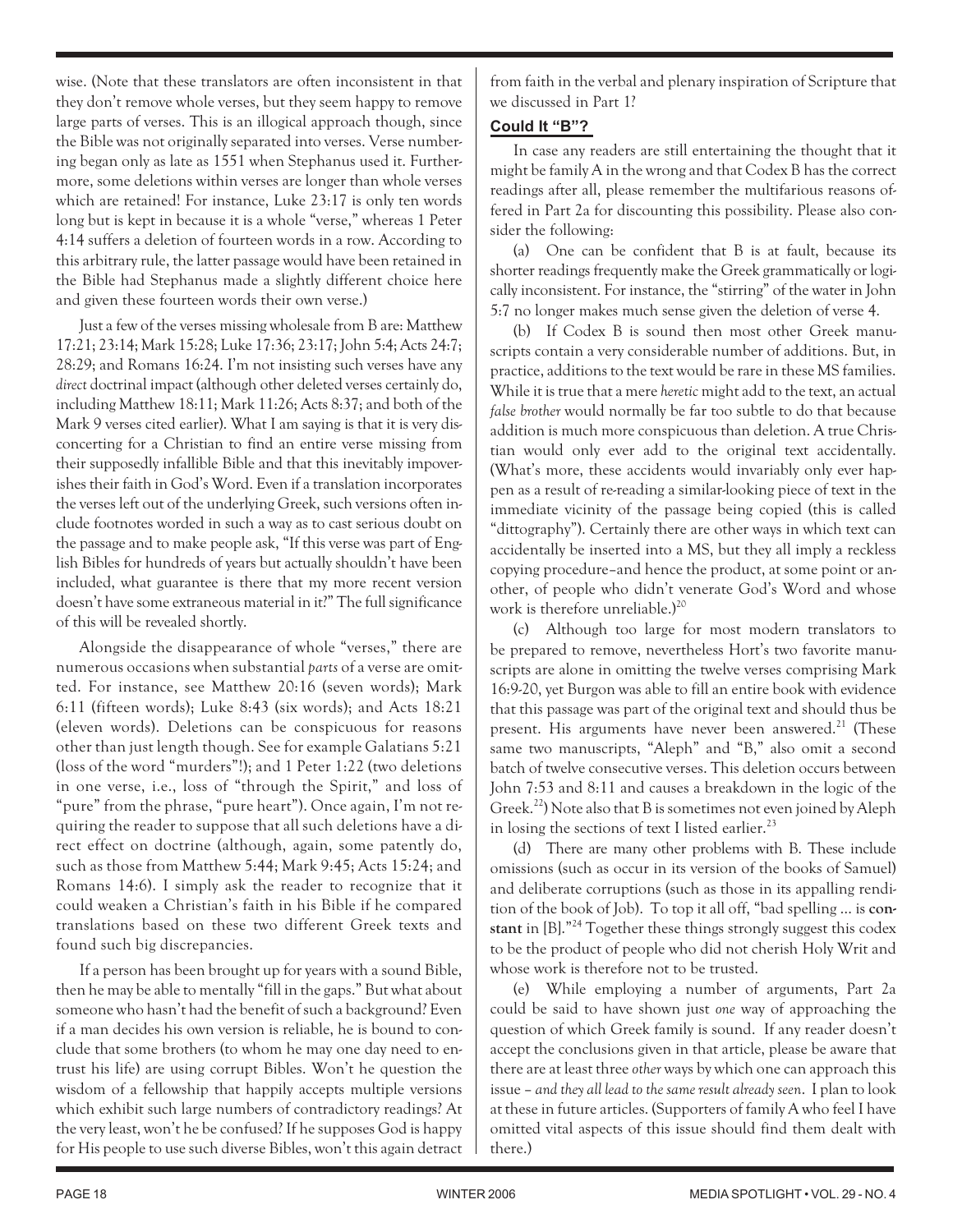wise. (Note that these translators are often inconsistent in that they don't remove whole verses, but they seem happy to remove large parts of verses. This is an illogical approach though, since the Bible was not originally separated into verses. Verse numbering began only as late as 1551 when Stephanus used it. Furthermore, some deletions within verses are longer than whole verses which are retained! For instance, Luke 23:17 is only ten words long but is kept in because it is a whole "verse," whereas 1 Peter 4:14 suffers a deletion of fourteen words in a row. According to this arbitrary rule, the latter passage would have been retained in the Bible had Stephanus made a slightly different choice here and given these fourteen words their own verse.)

Just a few of the verses missing wholesale from B are: Matthew 17:21; 23:14; Mark 15:28; Luke 17:36; 23:17; John 5:4; Acts 24:7; 28:29; and Romans 16:24. I'm not insisting such verses have any *direct* doctrinal impact (although other deleted verses certainly do, including Matthew 18:11; Mark 11:26; Acts 8:37; and both of the Mark 9 verses cited earlier). What I am saying is that it is very disconcerting for a Christian to find an entire verse missing from their supposedly infallible Bible and that this inevitably impoverishes their faith in God's Word. Even if a translation incorporates the verses left out of the underlying Greek, such versions often include footnotes worded in such a way as to cast serious doubt on the passage and to make people ask, "If this verse was part of English Bibles for hundreds of years but actually shouldn't have been included, what guarantee is there that my more recent version doesn't have some extraneous material in it?" The full significance of this will be revealed shortly.

Alongside the disappearance of whole "verses," there are numerous occasions when substantial *parts* of a verse are omitted. For instance, see Matthew 20:16 (seven words); Mark 6:11 (fifteen words); Luke 8:43 (six words); and Acts 18:21 (eleven words). Deletions can be conspicuous for reasons other than just length though. See for example Galatians 5:21 (loss of the word "murders"!); and 1 Peter 1:22 (two deletions in one verse, i.e., loss of "through the Spirit," and loss of "pure" from the phrase, "pure heart"). Once again, I'm not requiring the reader to suppose that all such deletions have a direct effect on doctrine (although, again, some patently do, such as those from Matthew 5:44; Mark 9:45; Acts 15:24; and Romans 14:6). I simply ask the reader to recognize that it could weaken a Christian's faith in his Bible if he compared translations based on these two different Greek texts and found such big discrepancies.

If a person has been brought up for years with a sound Bible, then he may be able to mentally "fill in the gaps." But what about someone who hasn't had the benefit of such a background? Even if a man decides his own version is reliable, he is bound to conclude that some brothers (to whom he may one day need to entrust his life) are using corrupt Bibles. Won't he question the wisdom of a fellowship that happily accepts multiple versions which exhibit such large numbers of contradictory readings? At the very least, won't he be confused? If he supposes God is happy for His people to use such diverse Bibles, won't this again detract from faith in the verbal and plenary inspiration of Scripture that we discussed in Part 1?

### Could It "B"?

In case any readers are still entertaining the thought that it might be family A in the wrong and that Codex B has the correct readings after all, please remember the multifarious reasons offered in Part 2a for discounting this possibility. Please also consider the following:

(a) One can be confident that B is at fault, because its shorter readings frequently make the Greek grammatically or logically inconsistent. For instance, the "stirring" of the water in John 5:7 no longer makes much sense given the deletion of verse 4.

(b) If Codex B is sound then most other Greek manuscripts contain a very considerable number of additions. But, in practice, additions to the text would be rare in these MS families. While it is true that a mere *heretic* might add to the text, an actual *false brother* would normally be far too subtle to do that because addition is much more conspicuous than deletion. A true Christian would only ever add to the original text accidentally. (What's more, these accidents would invariably only ever happen as a result of re-reading a similar-looking piece of text in the immediate vicinity of the passage being copied (this is called "dittography"). Certainly there are other ways in which text can accidentally be inserted into a MS, but they all imply a reckless copying procedure–and hence the product, at some point or another, of people who didn't venerate God's Word and whose work is therefore unreliable.)[20]

(c) Although too large for most modern translators to be prepared to remove, nevertheless Hort's two favorite manuscripts are alone in omitting the twelve verses comprising Mark 16:9-20, yet Burgon was able to fill an entire book with evidence that this passage was part of the original text and should thus be present. His arguments have never been answered.[21] (These same two manuscripts, "Aleph" and "B," also omit a second batch of twelve consecutive verses. This deletion occurs between John 7:53 and 8:11 and causes a breakdown in the logic of the Greek.[22]) Note also that B is sometimes not even joined by Aleph in losing the sections of text I listed earlier.[23]

(d) There are many other problems with B. These include omissions (such as occur in its version of the books of Samuel) and deliberate corruptions (such as those in its appalling rendition of the book of Job). To top it all off, "bad spelling ... is **constant** in [B]."[24] Together these things strongly suggest this codex to be the product of people who did not cherish Holy Writ and whose work is therefore not to be trusted.

(e) While employing a number of arguments, Part 2a could be said to have shown just *one* way of approaching the question of which Greek family is sound. If any reader doesn't accept the conclusions given in that article, please be aware that there are at least three *other* ways by which one can approach this issue – *and they all lead to the same result already seen*. I plan to look at these in future articles. (Supporters of family A who feel I have omitted vital aspects of this issue should find them dealt with there.)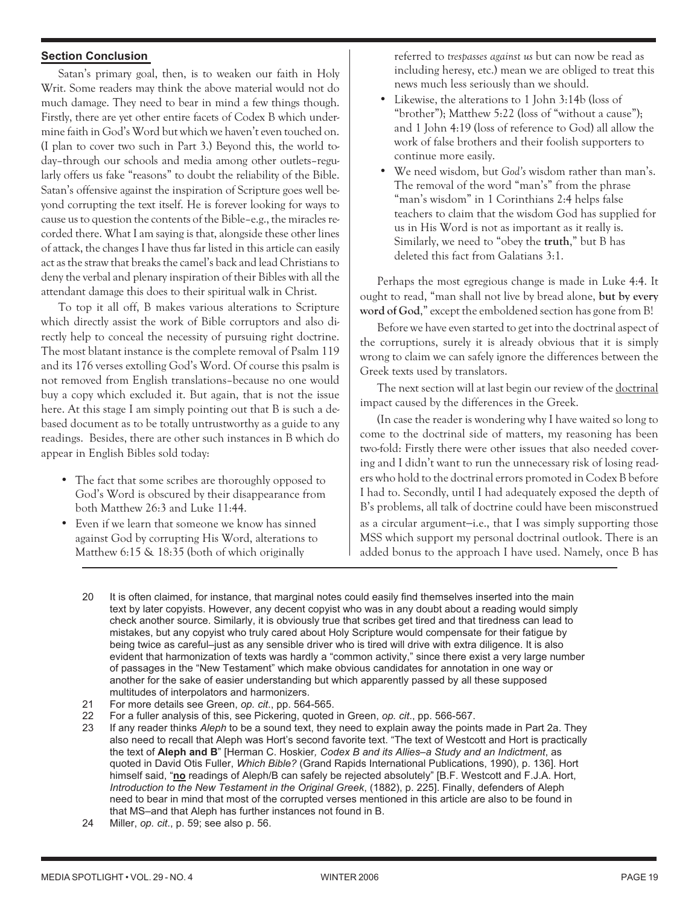## Section Conclusion

Satan's primary goal, then, is to weaken our faith in Holy Writ. Some readers may think the above material would not do much damage. They need to bear in mind a few things though. Firstly, there are yet other entire facets of Codex B which undermine faith in God's Word but which we haven't even touched on. (I plan to cover two such in Part 3.) Beyond this, the world today–through our schools and media among other outlets–regularly offers us fake "reasons" to doubt the reliability of the Bible. Satan's offensive against the inspiration of Scripture goes well beyond corrupting the text itself. He is forever looking for ways to cause us to question the contents of the Bible–e.g., the miracles recorded there. What I am saying is that, alongside these other lines of attack, the changes I have thus far listed in this article can easily act as the straw that breaks the camel's back and lead Christians to deny the verbal and plenary inspiration of their Bibles with all the attendant damage this does to their spiritual walk in Christ.

To top it all off, B makes various alterations to Scripture which directly assist the work of Bible corruptors and also directly help to conceal the necessity of pursuing right doctrine. The most blatant instance is the complete removal of Psalm 119 and its 176 verses extolling God's Word. Of course this psalm is not removed from English translations–because no one would buy a copy which excluded it. But again, that is not the issue here. At this stage I am simply pointing out that B is such a debased document as to be totally untrustworthy as a guide to any readings. Besides, there are other such instances in B which do appear in English Bibles sold today:

- The fact that some scribes are thoroughly opposed to God's Word is obscured by their disappearance from both Matthew 26:3 and Luke 11:44.
- Even if we learn that someone we know has sinned against God by corrupting His Word, alterations to Matthew 6:15 & 18:35 (both of which originally referred to *trespasses against us* but can now be read as including heresy, etc.) mean we are obliged to treat this news much less seriously than we should.
- Likewise, the alterations to 1 John 3:14b (loss of "brother"); Matthew 5:22 (loss of "without a cause"); and 1 John 4:19 (loss of reference to God) all allow the work of false brothers and their foolish supporters to continue more easily.
- We need wisdom, but *God's* wisdom rather than man's. The removal of the word "man's" from the phrase "man's wisdom" in 1 Corinthians 2:4 helps false teachers to claim that the wisdom God has supplied for us in His Word is not as important as it really is. Similarly, we need to "obey the **truth**," but B has deleted this fact from Galatians 3:1.

Perhaps the most egregious change is made in Luke 4:4. It ought to read, "man shall not live by bread alone, **but by every word of God**," except the emboldened section has gone from B!

Before we have even started to get into the doctrinal aspect of the corruptions, surely it is already obvious that it is simply wrong to claim we can safely ignore the differences between the Greek texts used by translators.

The next section will at last begin our review of the doctrinal impact caused by the differences in the Greek.

(In case the reader is wondering why I have waited so long to come to the doctrinal side of matters, my reasoning has been two-fold: Firstly there were other issues that also needed covering and I didn't want to run the unnecessary risk of losing readers who hold to the doctrinal errors promoted in Codex B before I had to. Secondly, until I had adequately exposed the depth of B's problems, all talk of doctrine could have been misconstrued as a circular argument–i.e., that I was simply supporting those MSS which support my personal doctrinal outlook. There is an added bonus to the approach I have used. Namely, once B has

---

20 It is often claimed, for instance, that marginal notes could easily find themselves inserted into the main text by later copyists. However, any decent copyist who was in any doubt about a reading would simply check another source. Similarly, it is obviously true that scribes get tired and that tiredness can lead to mistakes, but any copyist who truly cared about Holy Scripture would compensate for their fatigue by being twice as careful–just as any sensible driver who is tired will drive with extra diligence. It is also evident that harmonization of texts was hardly a "common activity," since there exist a very large number of passages in the "New Testament" which make obvious candidates for annotation in one way or another for the sake of easier understanding but which apparently passed by all these supposed multitudes of interpolators and harmonizers.

21 For more details see Green, *op. cit*., pp. 564-565.

22 For a fuller analysis of this, see Pickering, quoted in Green, *op. cit*., pp. 566-567.

23 If any reader thinks *Aleph* to be a sound text, they need to explain away the points made in Part 2a. They also need to recall that Aleph was Hort's second favorite text. "The text of Westcott and Hort is practically the text of **Aleph and B**" [Herman C. Hoskier*, Codex B and its Allies–a Study and an Indictment*, as quoted in David Otis Fuller, *Which Bible?* (Grand Rapids International Publications, 1990), p. 136]. Hort himself said, "**no** readings of Aleph/B can safely be rejected absolutely" [B.F. Westcott and F.J.A. Hort, *Introduction to the New Testament in the Original Greek*, (1882), p. 225]. Finally, defenders of Aleph need to bear in mind that most of the corrupted verses mentioned in this article are also to be found in that MS–and that Aleph has further instances not found in B.

24 Miller, *op. cit*., p. 59; see also p. 56.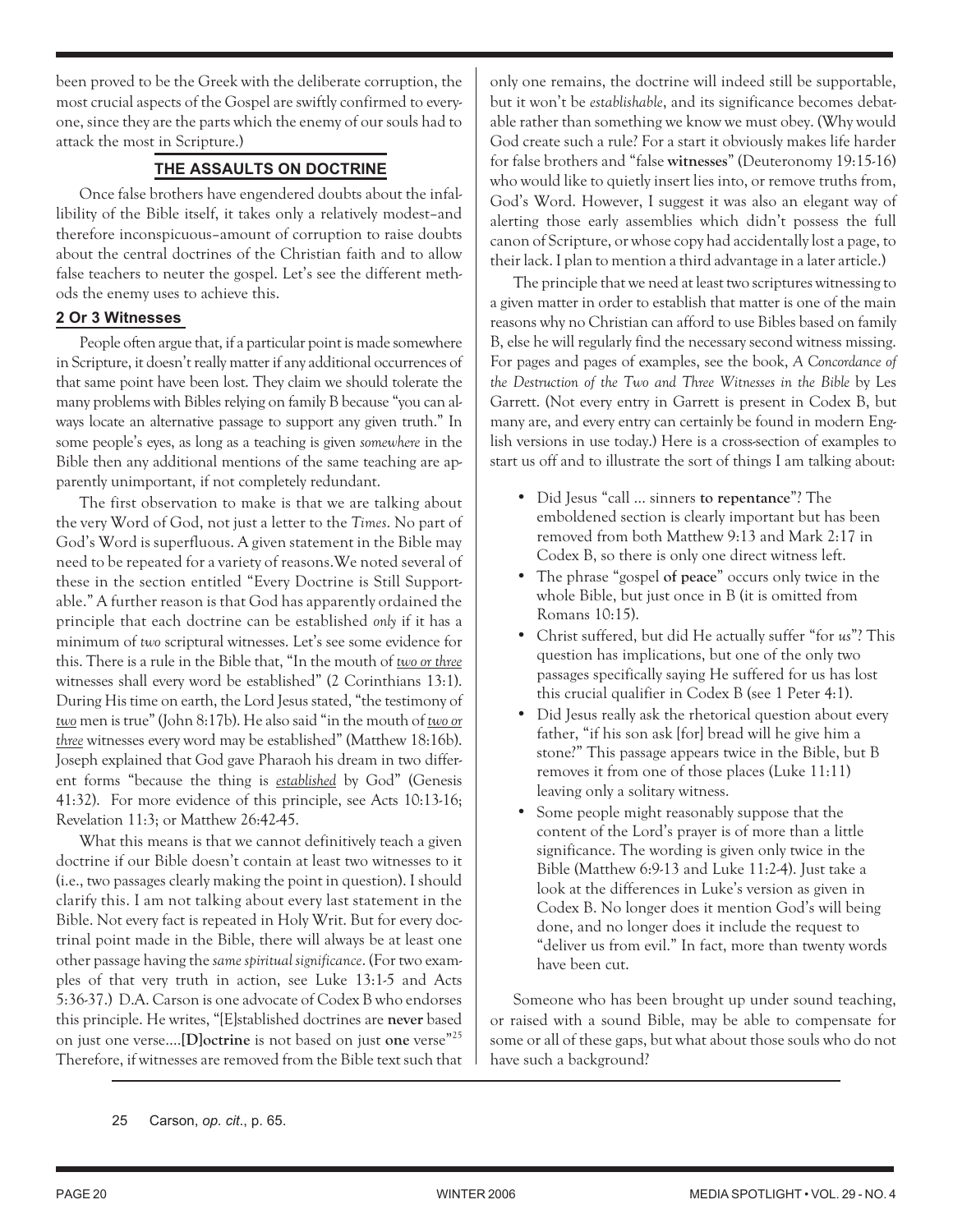been proved to be the Greek with the deliberate corruption, the most crucial aspects of the Gospel are swiftly confirmed to everyone, since they are the parts which the enemy of our souls had to attack the most in Scripture.)

## THE ASSAULTS ON DOCTRINE

Once false brothers have engendered doubts about the infallibility of the Bible itself, it takes only a relatively modest–and therefore inconspicuous–amount of corruption to raise doubts about the central doctrines of the Christian faith and to allow false teachers to neuter the gospel. Let's see the different methods the enemy uses to achieve this.

### 2 Or 3 Witnesses

People often argue that, if a particular point is made somewhere in Scripture, it doesn't really matter if any additional occurrences of that same point have been lost. They claim we should tolerate the many problems with Bibles relying on family B because "you can always locate an alternative passage to support any given truth." In some people's eyes, as long as a teaching is given *somewhere* in the Bible then any additional mentions of the same teaching are apparently unimportant, if not completely redundant.

The first observation to make is that we are talking about the very Word of God, not just a letter to the *Times*. No part of God's Word is superfluous. A given statement in the Bible may need to be repeated for a variety of reasons.We noted several of these in the section entitled "Every Doctrine is Still Supportable." A further reason is that God has apparently ordained the principle that each doctrine can be established *only* if it has a minimum of *two* scriptural witnesses. Let's see some evidence for this. There is a rule in the Bible that, "In the mouth of *two or three* witnesses shall every word be established" (2 Corinthians 13:1). During His time on earth, the Lord Jesus stated, "the testimony of *two* men is true" (John 8:17b). He also said "in the mouth of *two or three* witnesses every word may be established" (Matthew 18:16b). Joseph explained that God gave Pharaoh his dream in two different forms "because the thing is *established* by God" (Genesis 41:32). For more evidence of this principle, see Acts 10:13-16; Revelation 11:3; or Matthew 26:42-45.

What this means is that we cannot definitively teach a given doctrine if our Bible doesn't contain at least two witnesses to it (i.e., two passages clearly making the point in question). I should clarify this. I am not talking about every last statement in the Bible. Not every fact is repeated in Holy Writ. But for every doctrinal point made in the Bible, there will always be at least one other passage having the *same spiritual significance*. (For two examples of that very truth in action, see Luke 13:1-5 and Acts 5:36-37.) D.A. Carson is one advocate of Codex B who endorses this principle. He writes, "[E]stablished doctrines are **never** based on just one verse....**[D]octrine** is not based on just **one** verse"[25] Therefore, if witnesses are removed from the Bible text such that only one remains, the doctrine will indeed still be supportable, but it won't be *establishable*, and its significance becomes debatable rather than something we know we must obey. (Why would God create such a rule? For a start it obviously makes life harder for false brothers and "false **witnesses**" (Deuteronomy 19:15-16) who would like to quietly insert lies into, or remove truths from, God's Word. However, I suggest it was also an elegant way of alerting those early assemblies which didn't possess the full canon of Scripture, or whose copy had accidentally lost a page, to their lack. I plan to mention a third advantage in a later article.)

The principle that we need at least two scriptures witnessing to a given matter in order to establish that matter is one of the main reasons why no Christian can afford to use Bibles based on family B, else he will regularly find the necessary second witness missing. For pages and pages of examples, see the book, *A Concordance of the Destruction of the Two and Three Witnesses in the Bible* by Les Garrett. (Not every entry in Garrett is present in Codex B, but many are, and every entry can certainly be found in modern English versions in use today.) Here is a cross-section of examples to start us off and to illustrate the sort of things I am talking about:

- Did Jesus "call ... sinners **to repentance**"? The emboldened section is clearly important but has been removed from both Matthew 9:13 and Mark 2:17 in Codex B, so there is only one direct witness left.
- The phrase "gospel **of peace**" occurs only twice in the whole Bible, but just once in B (it is omitted from Romans 10:15).
- Christ suffered, but did He actually suffer "for *us*"? This question has implications, but one of the only two passages specifically saying He suffered for us has lost this crucial qualifier in Codex B (see 1 Peter 4:1).
- Did Jesus really ask the rhetorical question about every father, "if his son ask [for] bread will he give him a stone?" This passage appears twice in the Bible, but B removes it from one of those places (Luke 11:11) leaving only a solitary witness.
- Some people might reasonably suppose that the content of the Lord's prayer is of more than a little significance. The wording is given only twice in the Bible (Matthew 6:9-13 and Luke 11:2-4). Just take a look at the differences in Luke's version as given in Codex B. No longer does it mention God's will being done, and no longer does it include the request to "deliver us from evil." In fact, more than twenty words have been cut.

Someone who has been brought up under sound teaching, or raised with a sound Bible, may be able to compensate for some or all of these gaps, but what about those souls who do not have such a background?

---

25 Carson, *op. cit.*, p. 65.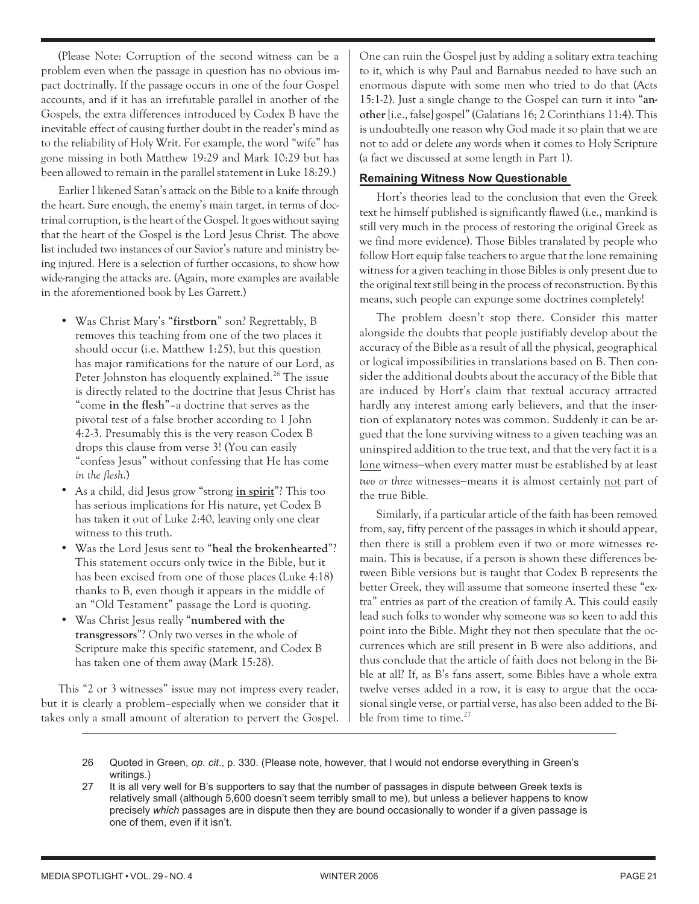(Please Note: Corruption of the second witness can be a problem even when the passage in question has no obvious impact doctrinally. If the passage occurs in one of the four Gospel accounts, and if it has an irrefutable parallel in another of the Gospels, the extra differences introduced by Codex B have the inevitable effect of causing further doubt in the reader's mind as to the reliability of Holy Writ. For example, the word "wife" has gone missing in both Matthew 19:29 and Mark 10:29 but has been allowed to remain in the parallel statement in Luke 18:29.)

Earlier I likened Satan's attack on the Bible to a knife through the heart. Sure enough, the enemy's main target, in terms of doctrinal corruption, is the heart of the Gospel. It goes without saying that the heart of the Gospel is the Lord Jesus Christ. The above list included two instances of our Savior's nature and ministry being injured. Here is a selection of further occasions, to show how wide-ranging the attacks are. (Again, more examples are available in the aforementioned book by Les Garrett.)

- Was Christ Mary's "**firstborn**" son? Regrettably, B removes this teaching from one of the two places it should occur (i.e. Matthew 1:25), but this question has major ramifications for the nature of our Lord, as Peter Johnston has eloquently explained.[26] The issue is directly related to the doctrine that Jesus Christ has "come **in the flesh**"–a doctrine that serves as the pivotal test of a false brother according to 1 John 4:2-3. Presumably this is the very reason Codex B drops this clause from verse 3! (You can easily "confess Jesus" without confessing that He has come *in the flesh*.)
- As a child, did Jesus grow "strong **in spirit**"? This too has serious implications for His nature, yet Codex B has taken it out of Luke 2:40, leaving only one clear witness to this truth.
- Was the Lord Jesus sent to "**heal the brokenhearted**"? This statement occurs only twice in the Bible, but it has been excised from one of those places (Luke 4:18) thanks to B, even though it appears in the middle of an "Old Testament" passage the Lord is quoting.
- Was Christ Jesus really "**numbered with the transgressors**"? Only two verses in the whole of Scripture make this specific statement, and Codex B has taken one of them away (Mark 15:28).

This "2 or 3 witnesses" issue may not impress every reader, but it is clearly a problem–especially when we consider that it takes only a small amount of alteration to pervert the Gospel. One can ruin the Gospel just by adding a solitary extra teaching to it, which is why Paul and Barnabus needed to have such an enormous dispute with some men who tried to do that (Acts 15:1-2). Just a single change to the Gospel can turn it into "**another** [i.e., false] gospel" (Galatians 16; 2 Corinthians 11:4). This is undoubtedly one reason why God made it so plain that we are not to add or delete *any* words when it comes to Holy Scripture (a fact we discussed at some length in Part 1).

### Remaining Witness Now Questionable

Hort's theories lead to the conclusion that even the Greek text he himself published is significantly flawed (i.e., mankind is still very much in the process of restoring the original Greek as we find more evidence). Those Bibles translated by people who follow Hort equip false teachers to argue that the lone remaining witness for a given teaching in those Bibles is only present due to the original text still being in the process of reconstruction. By this means, such people can expunge some doctrines completely!

The problem doesn't stop there. Consider this matter alongside the doubts that people justifiably develop about the accuracy of the Bible as a result of all the physical, geographical or logical impossibilities in translations based on B. Then consider the additional doubts about the accuracy of the Bible that are induced by Hort's claim that textual accuracy attracted hardly any interest among early believers, and that the insertion of explanatory notes was common. Suddenly it can be argued that the lone surviving witness to a given teaching was an uninspired addition to the true text, and that the very fact it is a lone witness—when every matter must be established by at least *two or three* witnesses—means it is almost certainly not part of the true Bible.

Similarly, if a particular article of the faith has been removed from, say, fifty percent of the passages in which it should appear, then there is still a problem even if two or more witnesses remain. This is because, if a person is shown these differences between Bible versions but is taught that Codex B represents the better Greek, they will assume that someone inserted these "extra" entries as part of the creation of family A. This could easily lead such folks to wonder why someone was so keen to add this point into the Bible. Might they not then speculate that the occurrences which are still present in B were also additions, and thus conclude that the article of faith does not belong in the Bible at all? If, as B's fans assert, some Bibles have a whole extra twelve verses added in a row, it is easy to argue that the occasional single verse, or partial verse, has also been added to the Bible from time to time.[27]

---

26 Quoted in Green, *op. cit.*, p. 330. (Please note, however, that I would not endorse everything in Green's writings.)

27 It is all very well for B's supporters to say that the number of passages in dispute between Greek texts is relatively small (although 5,600 doesn't seem terribly small to me), but unless a believer happens to know precisely *which* passages are in dispute then they are bound occasionally to wonder if a given passage is one of them, even if it isn't.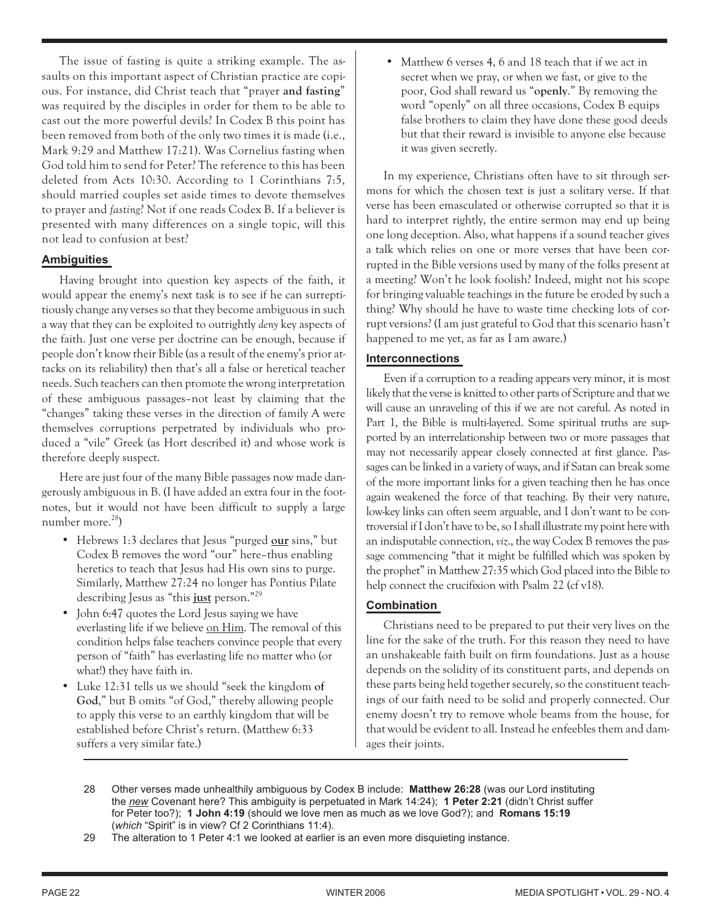The issue of fasting is quite a striking example. The assaults on this important aspect of Christian practice are copious. For instance, did Christ teach that "prayer **and fasting**" was required by the disciples in order for them to be able to cast out the more powerful devils? In Codex B this point has been removed from both of the only two times it is made (i.e., Mark 9:29 and Matthew 17:21). Was Cornelius fasting when God told him to send for Peter? The reference to this has been deleted from Acts 10:30. According to 1 Corinthians 7:5, should married couples set aside times to devote themselves to prayer and *fasting*? Not if one reads Codex B. If a believer is presented with many differences on a single topic, will this not lead to confusion at best?

### Ambiguities

Having brought into question key aspects of the faith, it would appear the enemy's next task is to see if he can surreptitiously change any verses so that they become ambiguous in such a way that they can be exploited to outrightly *deny* key aspects of the faith. Just one verse per doctrine can be enough, because if people don't know their Bible (as a result of the enemy's prior attacks on its reliability) then that's all a false or heretical teacher needs. Such teachers can then promote the wrong interpretation of these ambiguous passages–not least by claiming that the "changes" taking these verses in the direction of family A were themselves corruptions perpetrated by individuals who produced a "vile" Greek (as Hort described it) and whose work is therefore deeply suspect.

Here are just four of the many Bible passages now made dangerously ambiguous in B. (I have added an extra four in the footnotes, but it would not have been difficult to supply a large number more.[28])

- Hebrews 1:3 declares that Jesus "purged **our** sins," but Codex B removes the word "our" here–thus enabling heretics to teach that Jesus had His own sins to purge. Similarly, Matthew 27:24 no longer has Pontius Pilate describing Jesus as "this **just** person."[29]
- John 6:47 quotes the Lord Jesus saying we have everlasting life if we believe on Him. The removal of this condition helps false teachers convince people that every person of "faith" has everlasting life no matter who (or what!) they have faith in.
- Luke 12:31 tells us we should "seek the kingdom **of God**," but B omits "of God," thereby allowing people to apply this verse to an earthly kingdom that will be established before Christ's return. (Matthew 6:33 suffers a very similar fate.)
- Matthew 6 verses 4, 6 and 18 teach that if we act in secret when we pray, or when we fast, or give to the poor, God shall reward us "**openly**." By removing the word "openly" on all three occasions, Codex B equips false brothers to claim they have done these good deeds but that their reward is invisible to anyone else because it was given secretly.

In my experience, Christians often have to sit through sermons for which the chosen text is just a solitary verse. If that verse has been emasculated or otherwise corrupted so that it is hard to interpret rightly, the entire sermon may end up being one long deception. Also, what happens if a sound teacher gives a talk which relies on one or more verses that have been corrupted in the Bible versions used by many of the folks present at a meeting? Won't he look foolish? Indeed, might not his scope for bringing valuable teachings in the future be eroded by such a thing? Why should he have to waste time checking lots of corrupt versions? (I am just grateful to God that this scenario hasn't happened to me yet, as far as I am aware.)

### Interconnections

Even if a corruption to a reading appears very minor, it is most likely that the verse is knitted to other parts of Scripture and that we will cause an unraveling of this if we are not careful. As noted in Part 1, the Bible is multi-layered. Some spiritual truths are supported by an interrelationship between two or more passages that may not necessarily appear closely connected at first glance. Passages can be linked in a variety of ways, and if Satan can break some of the more important links for a given teaching then he has once again weakened the force of that teaching. By their very nature, low-key links can often seem arguable, and I don't want to be controversial if I don't have to be, so I shall illustrate my point here with an indisputable connection, *viz*., the way Codex B removes the passage commencing "that it might be fulfilled which was spoken by the prophet" in Matthew 27:35 which God placed into the Bible to help connect the crucifixion with Psalm 22 (cf v18).

### Combination

Christians need to be prepared to put their very lives on the line for the sake of the truth. For this reason they need to have an unshakeable faith built on firm foundations. Just as a house depends on the solidity of its constituent parts, and depends on these parts being held together securely, so the constituent teachings of our faith need to be solid and properly connected. Our enemy doesn't try to remove whole beams from the house, for that would be evident to all. Instead he enfeebles them and damages their joints.

---

28 Other verses made unhealthily ambiguous by Codex B include: **Matthew 26:28** (was our Lord instituting the *new* Covenant here? This ambiguity is perpetuated in Mark 14:24); **1 Peter 2:21** (didn't Christ suffer for Peter too?); **1 John 4:19** (should we love men as much as we love God?); and **Romans 15:19** (*which* "Spirit" is in view? Cf 2 Corinthians 11:4).

29 The alteration to 1 Peter 4:1 we looked at earlier is an even more disquieting instance.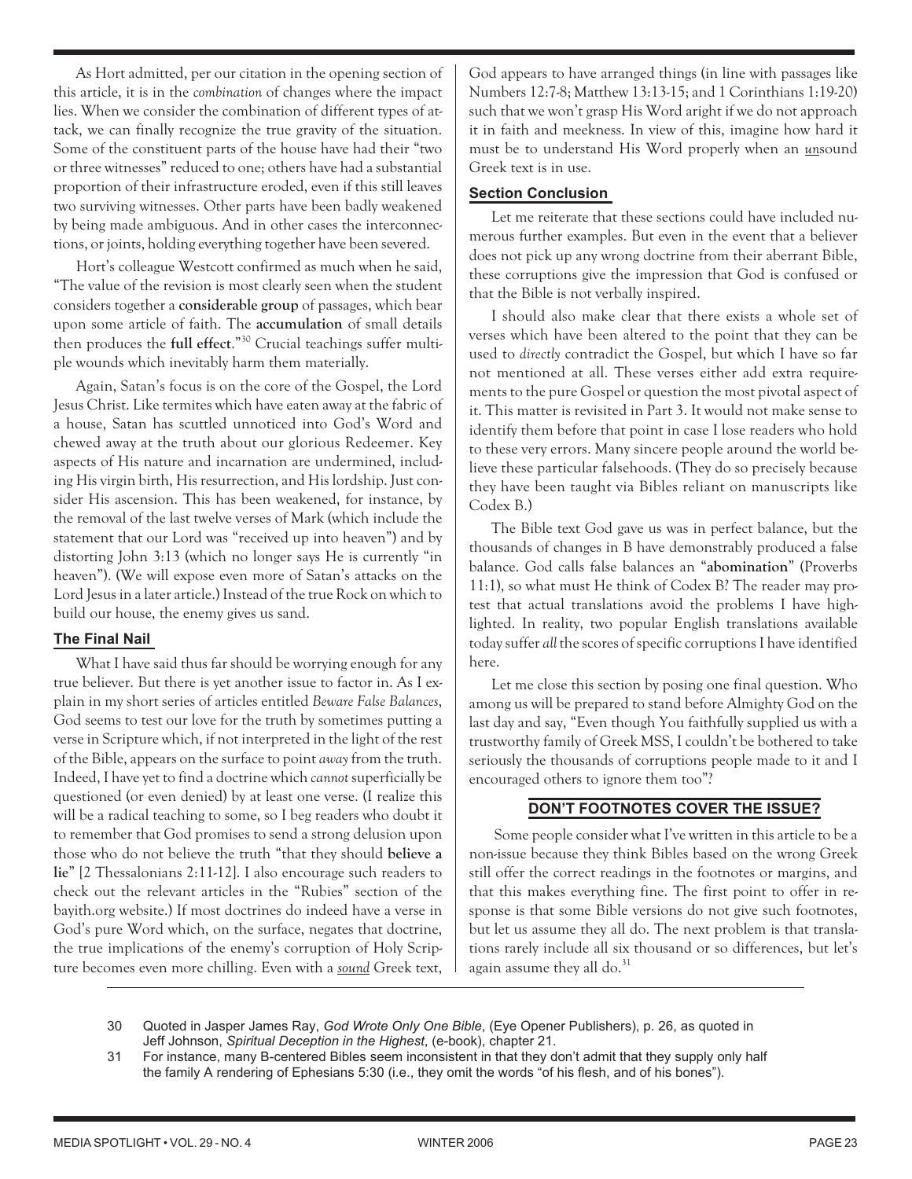As Hort admitted, per our citation in the opening section of this article, it is in the *combination* of changes where the impact lies. When we consider the combination of different types of attack, we can finally recognize the true gravity of the situation. Some of the constituent parts of the house have had their "two or three witnesses" reduced to one; others have had a substantial proportion of their infrastructure eroded, even if this still leaves two surviving witnesses. Other parts have been badly weakened by being made ambiguous. And in other cases the interconnections, or joints, holding everything together have been severed.

Hort's colleague Westcott confirmed as much when he said, "The value of the revision is most clearly seen when the student considers together a **considerable group** of passages, which bear upon some article of faith. The **accumulation** of small details then produces the **full effect**."[30] Crucial teachings suffer multiple wounds which inevitably harm them materially.

Again, Satan's focus is on the core of the Gospel, the Lord Jesus Christ. Like termites which have eaten away at the fabric of a house, Satan has scuttled unnoticed into God's Word and chewed away at the truth about our glorious Redeemer. Key aspects of His nature and incarnation are undermined, including His virgin birth, His resurrection, and His lordship. Just consider His ascension. This has been weakened, for instance, by the removal of the last twelve verses of Mark (which include the statement that our Lord was "received up into heaven") and by distorting John 3:13 (which no longer says He is currently "in heaven"). (We will expose even more of Satan's attacks on the Lord Jesus in a later article.) Instead of the true Rock on which to build our house, the enemy gives us sand.

### The Final Nail

What I have said thus far should be worrying enough for any true believer. But there is yet another issue to factor in. As I explain in my short series of articles entitled *Beware False Balances*, God seems to test our love for the truth by sometimes putting a verse in Scripture which, if not interpreted in the light of the rest of the Bible, appears on the surface to point *away* from the truth. Indeed, I have yet to find a doctrine which *cannot* superficially be questioned (or even denied) by at least one verse. (I realize this will be a radical teaching to some, so I beg readers who doubt it to remember that God promises to send a strong delusion upon those who do not believe the truth "that they should **believe a lie**" [2 Thessalonians 2:11-12]. I also encourage such readers to check out the relevant articles in the "Rubies" section of the bayith.org website.) If most doctrines do indeed have a verse in God's pure Word which, on the surface, negates that doctrine, the true implications of the enemy's corruption of Holy Scripture becomes even more chilling. Even with a ***sound*** Greek text, God appears to have arranged things (in line with passages like Numbers 12:7-8; Matthew 13:13-15; and 1 Corinthians 1:19-20) such that we won't grasp His Word aright if we do not approach it in faith and meekness. In view of this, imagine how hard it must be to understand His Word properly when an ***un***sound Greek text is in use.

### Section Conclusion

Let me reiterate that these sections could have included numerous further examples. But even in the event that a believer does not pick up any wrong doctrine from their aberrant Bible, these corruptions give the impression that God is confused or that the Bible is not verbally inspired.

I should also make clear that there exists a whole set of verses which have been altered to the point that they can be used to *directly* contradict the Gospel, but which I have so far not mentioned at all. These verses either add extra requirements to the pure Gospel or question the most pivotal aspect of it. This matter is revisited in Part 3. It would not make sense to identify them before that point in case I lose readers who hold to these very errors. Many sincere people around the world believe these particular falsehoods. (They do so precisely because they have been taught via Bibles reliant on manuscripts like Codex B.)

The Bible text God gave us was in perfect balance, but the thousands of changes in B have demonstrably produced a false balance. God calls false balances an "**abomination**" (Proverbs 11:1), so what must He think of Codex B? The reader may protest that actual translations avoid the problems I have highlighted. In reality, two popular English translations available today suffer *all* the scores of specific corruptions I have identified here.

Let me close this section by posing one final question. Who among us will be prepared to stand before Almighty God on the last day and say, "Even though You faithfully supplied us with a trustworthy family of Greek MSS, I couldn't be bothered to take seriously the thousands of corruptions people made to it and I encouraged others to ignore them too"?

## DON'T FOOTNOTES COVER THE ISSUE?

Some people consider what I've written in this article to be a non-issue because they think Bibles based on the wrong Greek still offer the correct readings in the footnotes or margins, and that this makes everything fine. The first point to offer in response is that some Bible versions do not give such footnotes, but let us assume they all do. The next problem is that translations rarely include all six thousand or so differences, but let's again assume they all do.[31]

---

30 Quoted in Jasper James Ray, *God Wrote Only One Bible*, (Eye Opener Publishers), p. 26, as quoted in Jeff Johnson, *Spiritual Deception in the Highest*, (e-book), chapter 21.

31 For instance, many B-centered Bibles seem inconsistent in that they don't admit that they supply only half the family A rendering of Ephesians 5:30 (i.e., they omit the words "of his flesh, and of his bones").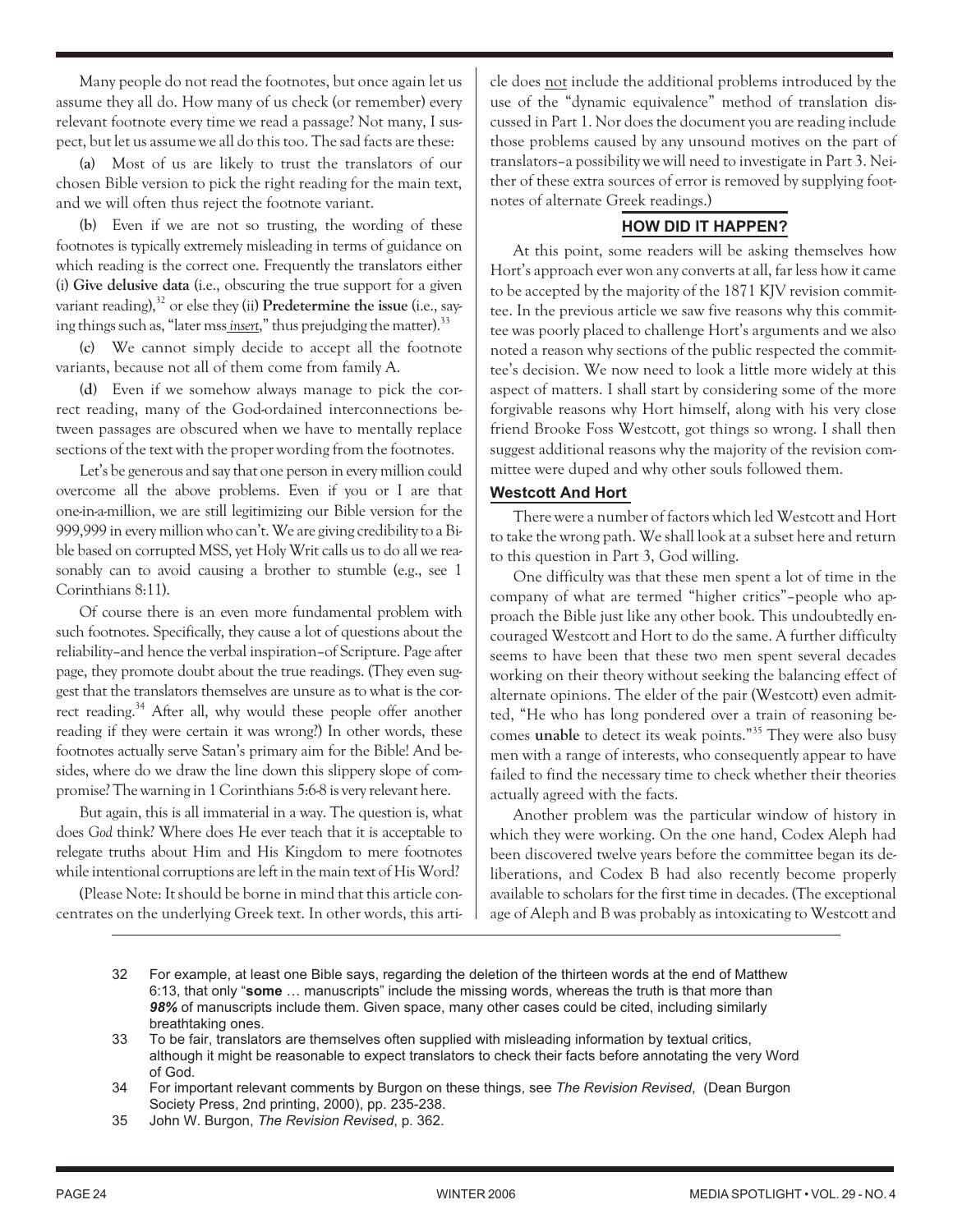Many people do not read the footnotes, but once again let us assume they all do. How many of us check (or remember) every relevant footnote every time we read a passage? Not many, I suspect, but let us assume we all do this too. The sad facts are these:

(a) Most of us are likely to trust the translators of our chosen Bible version to pick the right reading for the main text, and we will often thus reject the footnote variant.

(b) Even if we are not so trusting, the wording of these footnotes is typically extremely misleading in terms of guidance on which reading is the correct one. Frequently the translators either (i) **Give delusive data** (i.e., obscuring the true support for a given variant reading),[32] or else they (ii) **Predetermine the issue** (i.e., saying things such as, "later mss *insert*," thus prejudging the matter).[33]

(c) We cannot simply decide to accept all the footnote variants, because not all of them come from family A.

(d) Even if we somehow always manage to pick the correct reading, many of the God-ordained interconnections between passages are obscured when we have to mentally replace sections of the text with the proper wording from the footnotes.

Let's be generous and say that one person in every million could overcome all the above problems. Even if you or I are that one-in-a-million, we are still legitimizing our Bible version for the 999,999 in every million who can't. We are giving credibility to a Bible based on corrupted MSS, yet Holy Writ calls us to do all we reasonably can to avoid causing a brother to stumble (e.g., see 1 Corinthians 8:11).

Of course there is an even more fundamental problem with such footnotes. Specifically, they cause a lot of questions about the reliability–and hence the verbal inspiration–of Scripture. Page after page, they promote doubt about the true readings. (They even suggest that the translators themselves are unsure as to what is the correct reading.[34] After all, why would these people offer another reading if they were certain it was wrong?) In other words, these footnotes actually serve Satan's primary aim for the Bible! And besides, where do we draw the line down this slippery slope of compromise? The warning in 1 Corinthians 5:6-8 is very relevant here.

But again, this is all immaterial in a way. The question is, what does *God* think? Where does He ever teach that it is acceptable to relegate truths about Him and His Kingdom to mere footnotes while intentional corruptions are left in the main text of His Word?

(Please Note: It should be borne in mind that this article concentrates on the underlying Greek text. In other words, this article does not include the additional problems introduced by the use of the "dynamic equivalence" method of translation discussed in Part 1. Nor does the document you are reading include those problems caused by any unsound motives on the part of translators–a possibility we will need to investigate in Part 3. Neither of these extra sources of error is removed by supplying footnotes of alternate Greek readings.)

## HOW DID IT HAPPEN?

At this point, some readers will be asking themselves how Hort's approach ever won any converts at all, far less how it came to be accepted by the majority of the 1871 KJV revision committee. In the previous article we saw five reasons why this committee was poorly placed to challenge Hort's arguments and we also noted a reason why sections of the public respected the committee's decision. We now need to look a little more widely at this aspect of matters. I shall start by considering some of the more forgivable reasons why Hort himself, along with his very close friend Brooke Foss Westcott, got things so wrong. I shall then suggest additional reasons why the majority of the revision committee were duped and why other souls followed them.

### Westcott And Hort

There were a number of factors which led Westcott and Hort to take the wrong path. We shall look at a subset here and return to this question in Part 3, God willing.

One difficulty was that these men spent a lot of time in the company of what are termed "higher critics"–people who approach the Bible just like any other book. This undoubtedly encouraged Westcott and Hort to do the same. A further difficulty seems to have been that these two men spent several decades working on their theory without seeking the balancing effect of alternate opinions. The elder of the pair (Westcott) even admitted, "He who has long pondered over a train of reasoning becomes **unable** to detect its weak points."[35] They were also busy men with a range of interests, who consequently appear to have failed to find the necessary time to check whether their theories actually agreed with the facts.

Another problem was the particular window of history in which they were working. On the one hand, Codex Aleph had been discovered twelve years before the committee began its deliberations, and Codex B had also recently become properly available to scholars for the first time in decades. (The exceptional age of Aleph and B was probably as intoxicating to Westcott and

---

32 For example, at least one Bible says, regarding the deletion of the thirteen words at the end of Matthew 6:13, that only "**some** … manuscripts" include the missing words, whereas the truth is that more than ***98%*** of manuscripts include them. Given space, many other cases could be cited, including similarly breathtaking ones.

33 To be fair, translators are themselves often supplied with misleading information by textual critics, although it might be reasonable to expect translators to check their facts before annotating the very Word of God.

34 For important relevant comments by Burgon on these things, see *The Revision Revised*, (Dean Burgon Society Press, 2nd printing, 2000), pp. 235-238.

35 John W. Burgon, *The Revision Revised*, p. 362.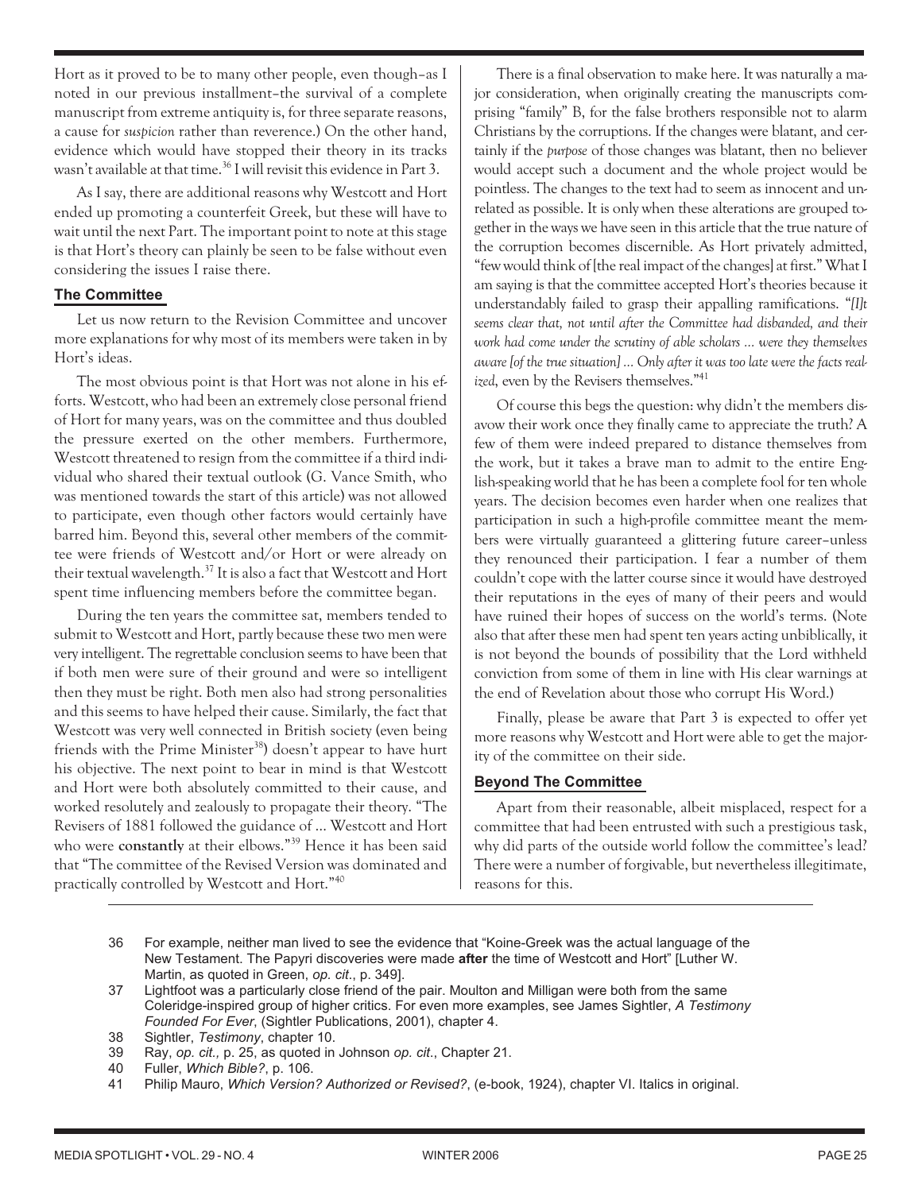Hort as it proved to be to many other people, even though–as I noted in our previous installment–the survival of a complete manuscript from extreme antiquity is, for three separate reasons, a cause for *suspicion* rather than reverence.) On the other hand, evidence which would have stopped their theory in its tracks wasn't available at that time.[36] I will revisit this evidence in Part 3.

As I say, there are additional reasons why Westcott and Hort ended up promoting a counterfeit Greek, but these will have to wait until the next Part. The important point to note at this stage is that Hort's theory can plainly be seen to be false without even considering the issues I raise there.

### The Committee

Let us now return to the Revision Committee and uncover more explanations for why most of its members were taken in by Hort's ideas.

The most obvious point is that Hort was not alone in his efforts. Westcott, who had been an extremely close personal friend of Hort for many years, was on the committee and thus doubled the pressure exerted on the other members. Furthermore, Westcott threatened to resign from the committee if a third individual who shared their textual outlook (G. Vance Smith, who was mentioned towards the start of this article) was not allowed to participate, even though other factors would certainly have barred him. Beyond this, several other members of the committee were friends of Westcott and/or Hort or were already on their textual wavelength.[37] It is also a fact that Westcott and Hort spent time influencing members before the committee began.

During the ten years the committee sat, members tended to submit to Westcott and Hort, partly because these two men were very intelligent. The regrettable conclusion seems to have been that if both men were sure of their ground and were so intelligent then they must be right. Both men also had strong personalities and this seems to have helped their cause. Similarly, the fact that Westcott was very well connected in British society (even being friends with the Prime Minister[38]) doesn't appear to have hurt his objective. The next point to bear in mind is that Westcott and Hort were both absolutely committed to their cause, and worked resolutely and zealously to propagate their theory. "The Revisers of 1881 followed the guidance of ... Westcott and Hort who were **constantly** at their elbows."[39] Hence it has been said that "The committee of the Revised Version was dominated and practically controlled by Westcott and Hort."[40]

There is a final observation to make here. It was naturally a major consideration, when originally creating the manuscripts comprising "family" B, for the false brothers responsible not to alarm Christians by the corruptions. If the changes were blatant, and certainly if the *purpose* of those changes was blatant, then no believer would accept such a document and the whole project would be pointless. The changes to the text had to seem as innocent and unrelated as possible. It is only when these alterations are grouped together in the ways we have seen in this article that the true nature of the corruption becomes discernible. As Hort privately admitted, "few would think of [the real impact of the changes] at first." What I am saying is that the committee accepted Hort's theories because it understandably failed to grasp their appalling ramifications. "*[I]t seems clear that, not until after the Committee had disbanded, and their work had come under the scrutiny of able scholars ... were they themselves aware [of the true situation] ... Only after it was too late were the facts realized*, even by the Revisers themselves."[41]

Of course this begs the question: why didn't the members disavow their work once they finally came to appreciate the truth? A few of them were indeed prepared to distance themselves from the work, but it takes a brave man to admit to the entire English-speaking world that he has been a complete fool for ten whole years. The decision becomes even harder when one realizes that participation in such a high-profile committee meant the members were virtually guaranteed a glittering future career–unless they renounced their participation. I fear a number of them couldn't cope with the latter course since it would have destroyed their reputations in the eyes of many of their peers and would have ruined their hopes of success on the world's terms. (Note also that after these men had spent ten years acting unbiblically, it is not beyond the bounds of possibility that the Lord withheld conviction from some of them in line with His clear warnings at the end of Revelation about those who corrupt His Word.)

Finally, please be aware that Part 3 is expected to offer yet more reasons why Westcott and Hort were able to get the majority of the committee on their side.

### Beyond The Committee

Apart from their reasonable, albeit misplaced, respect for a committee that had been entrusted with such a prestigious task, why did parts of the outside world follow the committee's lead? There were a number of forgivable, but nevertheless illegitimate, reasons for this.

---

36 For example, neither man lived to see the evidence that "Koine-Greek was the actual language of the New Testament. The Papyri discoveries were made **after** the time of Westcott and Hort" [Luther W. Martin, as quoted in Green, *op. cit.*, p. 349].

37 Lightfoot was a particularly close friend of the pair. Moulton and Milligan were both from the same Coleridge-inspired group of higher critics. For even more examples, see James Sightler, *A Testimony Founded For Ever*, (Sightler Publications, 2001), chapter 4.

38 Sightler, *Testimony*, chapter 10.

39 Ray, *op. cit.*, p. 25, as quoted in Johnson *op. cit.*, Chapter 21.

40 Fuller, *Which Bible?*, p. 106.

41 Philip Mauro, *Which Version? Authorized or Revised?*, (e-book, 1924), chapter VI. Italics in original.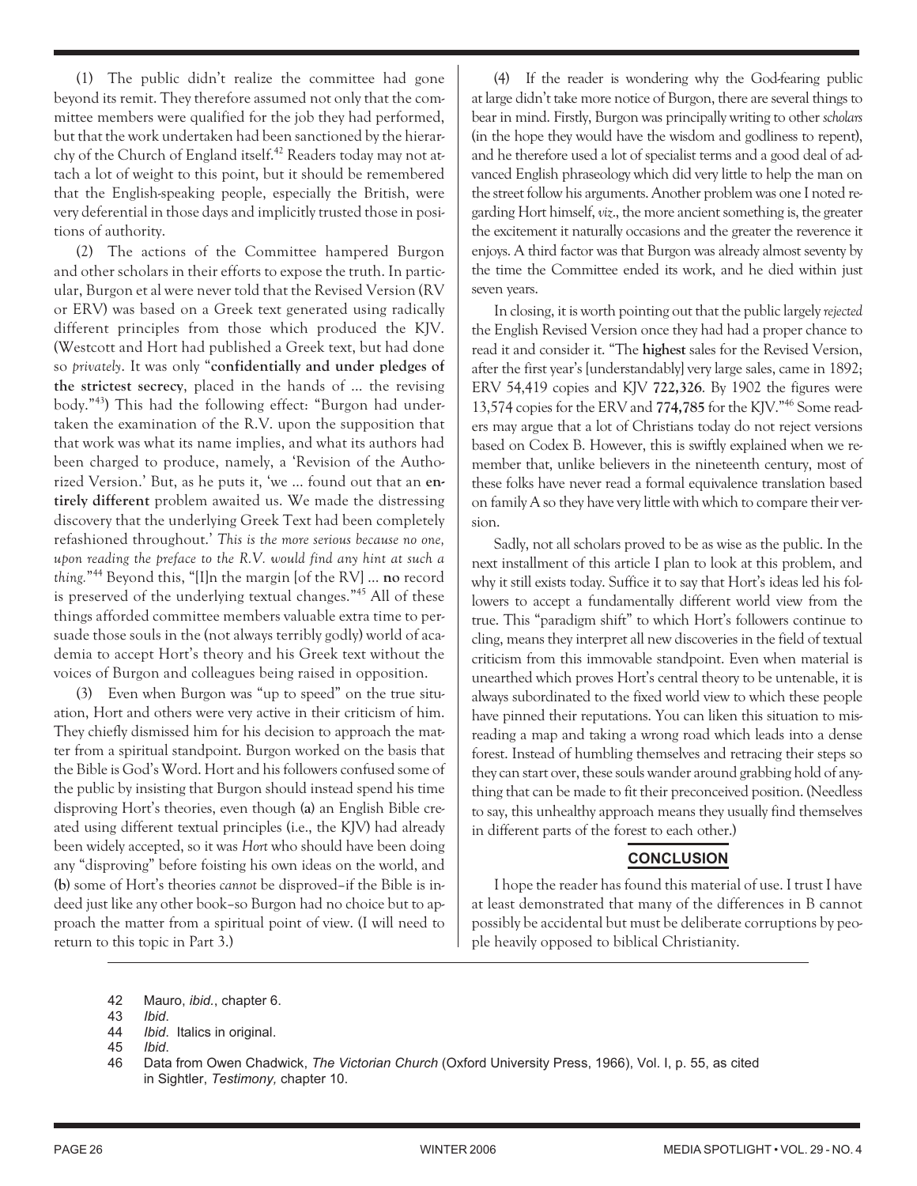(1) The public didn't realize the committee had gone beyond its remit. They therefore assumed not only that the committee members were qualified for the job they had performed, but that the work undertaken had been sanctioned by the hierarchy of the Church of England itself.[42] Readers today may not attach a lot of weight to this point, but it should be remembered that the English-speaking people, especially the British, were very deferential in those days and implicitly trusted those in positions of authority.

(2) The actions of the Committee hampered Burgon and other scholars in their efforts to expose the truth. In particular, Burgon et al were never told that the Revised Version (RV or ERV) was based on a Greek text generated using radically different principles from those which produced the KJV. (Westcott and Hort had published a Greek text, but had done so *privately*. It was only "**confidentially and under pledges of the strictest secrecy**, placed in the hands of ... the revising body."[43]) This had the following effect: "Burgon had undertaken the examination of the R.V. upon the supposition that that work was what its name implies, and what its authors had been charged to produce, namely, a 'Revision of the Authorized Version.' But, as he puts it, 'we ... found out that an **entirely different** problem awaited us. We made the distressing discovery that the underlying Greek Text had been completely refashioned throughout.' *This is the more serious because no one, upon reading the preface to the R.V. would find any hint at such a thing.*"[44] Beyond this, "[I]n the margin [of the RV] ... **no** record is preserved of the underlying textual changes."[45] All of these things afforded committee members valuable extra time to persuade those souls in the (not always terribly godly) world of academia to accept Hort's theory and his Greek text without the voices of Burgon and colleagues being raised in opposition.

(3) Even when Burgon was "up to speed" on the true situation, Hort and others were very active in their criticism of him. They chiefly dismissed him for his decision to approach the matter from a spiritual standpoint. Burgon worked on the basis that the Bible is God's Word. Hort and his followers confused some of the public by insisting that Burgon should instead spend his time disproving Hort's theories, even though (a) an English Bible created using different textual principles (i.e., the KJV) had already been widely accepted, so it was *Hort* who should have been doing any "disproving" before foisting his own ideas on the world, and (b) some of Hort's theories *cannot* be disproved–if the Bible is indeed just like any other book–so Burgon had no choice but to approach the matter from a spiritual point of view. (I will need to return to this topic in Part 3.)

(4) If the reader is wondering why the God-fearing public at large didn't take more notice of Burgon, there are several things to bear in mind. Firstly, Burgon was principally writing to other *scholars* (in the hope they would have the wisdom and godliness to repent), and he therefore used a lot of specialist terms and a good deal of advanced English phraseology which did very little to help the man on the street follow his arguments. Another problem was one I noted regarding Hort himself, *viz*., the more ancient something is, the greater the excitement it naturally occasions and the greater the reverence it enjoys. A third factor was that Burgon was already almost seventy by the time the Committee ended its work, and he died within just seven years.

In closing, it is worth pointing out that the public largely *rejected* the English Revised Version once they had had a proper chance to read it and consider it. "The **highest** sales for the Revised Version, after the first year's [understandably] very large sales, came in 1892; ERV 54,419 copies and KJV **722,326**. By 1902 the figures were 13,574 copies for the ERV and **774,785** for the KJV."[46] Some readers may argue that a lot of Christians today do not reject versions based on Codex B. However, this is swiftly explained when we remember that, unlike believers in the nineteenth century, most of these folks have never read a formal equivalence translation based on family A so they have very little with which to compare their version.

Sadly, not all scholars proved to be as wise as the public. In the next installment of this article I plan to look at this problem, and why it still exists today. Suffice it to say that Hort's ideas led his followers to accept a fundamentally different world view from the true. This "paradigm shift" to which Hort's followers continue to cling, means they interpret all new discoveries in the field of textual criticism from this immovable standpoint. Even when material is unearthed which proves Hort's central theory to be untenable, it is always subordinated to the fixed world view to which these people have pinned their reputations. You can liken this situation to misreading a map and taking a wrong road which leads into a dense forest. Instead of humbling themselves and retracing their steps so they can start over, these souls wander around grabbing hold of anything that can be made to fit their preconceived position. (Needless to say, this unhealthy approach means they usually find themselves in different parts of the forest to each other.)

## CONCLUSION

I hope the reader has found this material of use. I trust I have at least demonstrated that many of the differences in B cannot possibly be accidental but must be deliberate corruptions by people heavily opposed to biblical Christianity.

---

42 Mauro, *ibid.*, chapter 6.
43 *Ibid*.
44 *Ibid*. Italics in original.
45 *Ibid*.
46 Data from Owen Chadwick, *The Victorian Church* (Oxford University Press, 1966), Vol. I, p. 55, as cited in Sightler, *Testimony,* chapter 10.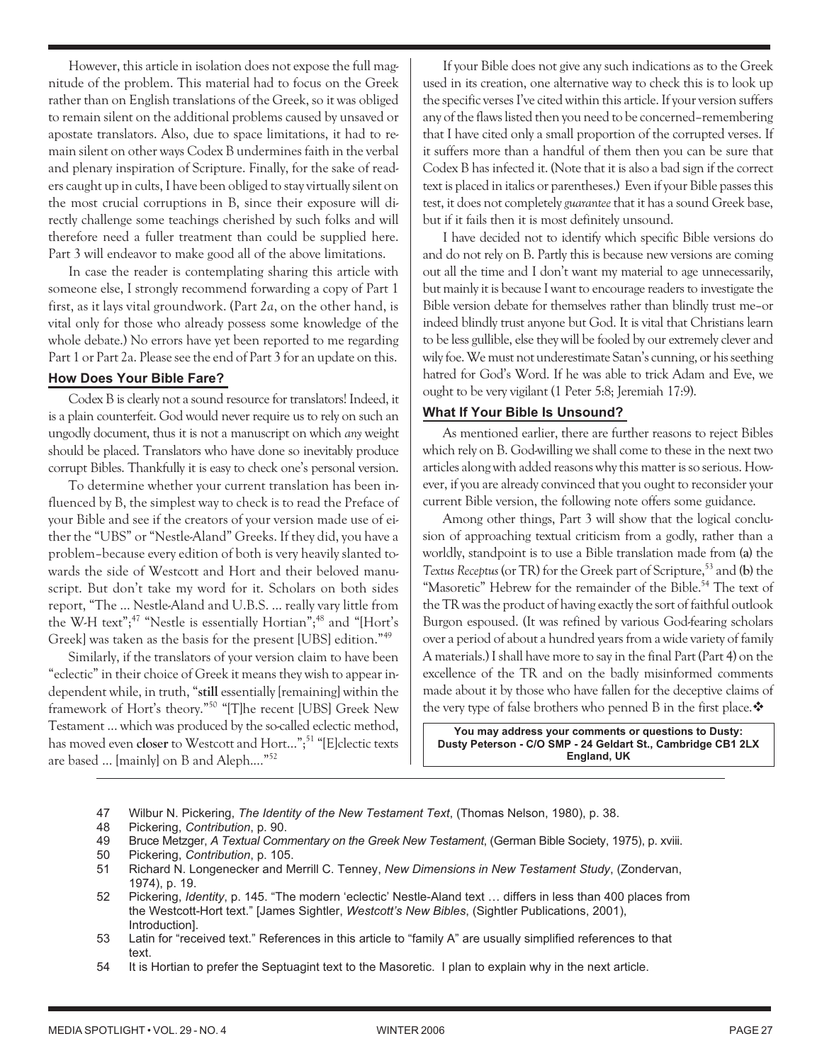However, this article in isolation does not expose the full magnitude of the problem. This material had to focus on the Greek rather than on English translations of the Greek, so it was obliged to remain silent on the additional problems caused by unsaved or apostate translators. Also, due to space limitations, it had to remain silent on other ways Codex B undermines faith in the verbal and plenary inspiration of Scripture. Finally, for the sake of readers caught up in cults, I have been obliged to stay virtually silent on the most crucial corruptions in B, since their exposure will directly challenge some teachings cherished by such folks and will therefore need a fuller treatment than could be supplied here. Part 3 will endeavor to make good all of the above limitations.

In case the reader is contemplating sharing this article with someone else, I strongly recommend forwarding a copy of Part 1 first, as it lays vital groundwork. (Part *2a*, on the other hand, is vital only for those who already possess some knowledge of the whole debate.) No errors have yet been reported to me regarding Part 1 or Part 2a. Please see the end of Part 3 for an update on this.

### How Does Your Bible Fare?

Codex B is clearly not a sound resource for translators! Indeed, it is a plain counterfeit. God would never require us to rely on such an ungodly document, thus it is not a manuscript on which *any* weight should be placed. Translators who have done so inevitably produce corrupt Bibles. Thankfully it is easy to check one's personal version.

To determine whether your current translation has been influenced by B, the simplest way to check is to read the Preface of your Bible and see if the creators of your version made use of either the "UBS" or "Nestle-Aland" Greeks. If they did, you have a problem–because every edition of both is very heavily slanted towards the side of Westcott and Hort and their beloved manuscript. But don't take my word for it. Scholars on both sides report, "The ... Nestle-Aland and U.B.S. ... really vary little from the W-H text";[47] "Nestle is essentially Hortian";[48] and "[Hort's Greek] was taken as the basis for the present [UBS] edition."[49]

Similarly, if the translators of your version claim to have been "eclectic" in their choice of Greek it means they wish to appear independent while, in truth, "**still** essentially [remaining] within the framework of Hort's theory."[50] "[T]he recent [UBS] Greek New Testament ... which was produced by the so-called eclectic method, has moved even **closer** to Westcott and Hort..."[51] "[E]clectic texts are based ... [mainly] on B and Aleph...."[52]

If your Bible does not give any such indications as to the Greek used in its creation, one alternative way to check this is to look up the specific verses I've cited within this article. If your version suffers any of the flaws listed then you need to be concerned–remembering that I have cited only a small proportion of the corrupted verses. If it suffers more than a handful of them then you can be sure that Codex B has infected it. (Note that it is also a bad sign if the correct text is placed in italics or parentheses.) Even if your Bible passes this test, it does not completely *guarantee* that it has a sound Greek base, but if it fails then it is most definitely unsound.

I have decided not to identify which specific Bible versions do and do not rely on B. Partly this is because new versions are coming out all the time and I don't want my material to age unnecessarily, but mainly it is because I want to encourage readers to investigate the Bible version debate for themselves rather than blindly trust me–or indeed blindly trust anyone but God. It is vital that Christians learn to be less gullible, else they will be fooled by our extremely clever and wily foe. We must not underestimate Satan's cunning, or his seething hatred for God's Word. If he was able to trick Adam and Eve, we ought to be very vigilant (1 Peter 5:8; Jeremiah 17:9).

### What If Your Bible Is Unsound?

As mentioned earlier, there are further reasons to reject Bibles which rely on B. God-willing we shall come to these in the next two articles along with added reasons why this matter is so serious. However, if you are already convinced that you ought to reconsider your current Bible version, the following note offers some guidance.

Among other things, Part 3 will show that the logical conclusion of approaching textual criticism from a godly, rather than a worldly, standpoint is to use a Bible translation made from (a) the *Textus Receptus* (or TR) for the Greek part of Scripture,[53] and (b) the "Masoretic" Hebrew for the remainder of the Bible.[54] The text of the TR was the product of having exactly the sort of faithful outlook Burgon espoused. (It was refined by various God-fearing scholars over a period of about a hundred years from a wide variety of family A materials.) I shall have more to say in the final Part (Part 4) on the excellence of the TR and on the badly misinformed comments made about it by those who have fallen for the deceptive claims of the very type of false brothers who penned B in the first place.❖

**You may address your comments or questions to Dusty:**
**Dusty Peterson - C/O SMP - 24 Geldart St., Cambridge CB1 2LX England, UK**

---

47 Wilbur N. Pickering, *The Identity of the New Testament Text*, (Thomas Nelson, 1980), p. 38.

48 Pickering, *Contribution*, p. 90.

49 Bruce Metzger, *A Textual Commentary on the Greek New Testament*, (German Bible Society, 1975), p. xviii.

50 Pickering, *Contribution*, p. 105.

51 Richard N. Longenecker and Merrill C. Tenney, *New Dimensions in New Testament Study*, (Zondervan, 1974), p. 19.

52 Pickering, *Identity*, p. 145. "The modern 'eclectic' Nestle-Aland text … differs in less than 400 places from the Westcott-Hort text." [James Sightler, *Westcott's New Bibles*, (Sightler Publications, 2001), Introduction].

53 Latin for "received text." References in this article to "family A" are usually simplified references to that text.

54 It is Hortian to prefer the Septuagint text to the Masoretic. I plan to explain why in the next article.